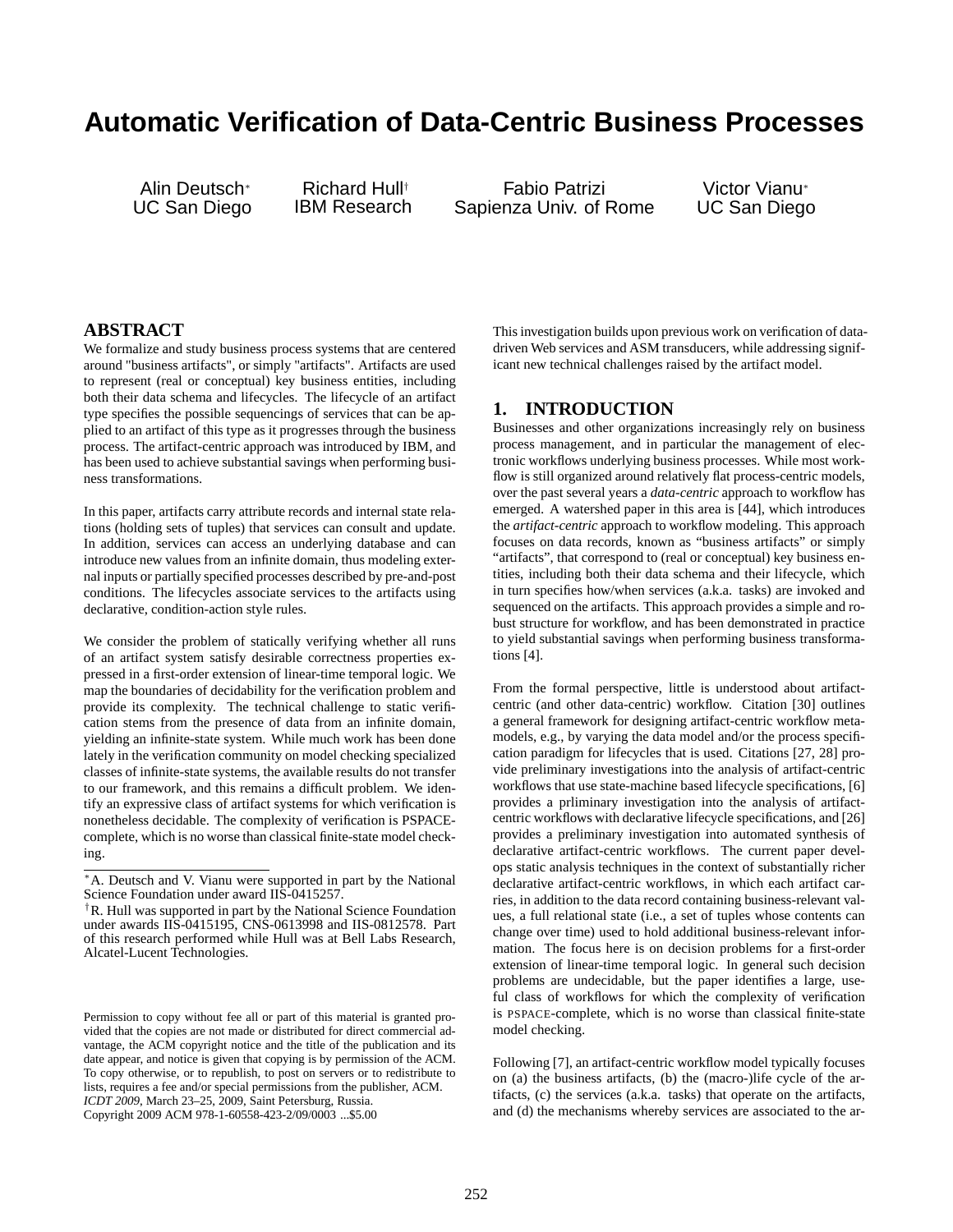# Automatic Verification of Data-Centric Business Processes

Alin Deutsch[*] — UC San Diego
Richard Hull[†] — IBM Research
Fabio Patrizi — Sapienza Univ. of Rome
Victor Vianu[*] — UC San Diego

## ABSTRACT

We formalize and study business process systems that are centered around "business artifacts", or simply "artifacts". Artifacts are used to represent (real or conceptual) key business entities, including both their data schema and lifecycles. The lifecycle of an artifact type specifies the possible sequencings of services that can be applied to an artifact of this type as it progresses through the business process. The artifact-centric approach was introduced by IBM, and has been used to achieve substantial savings when performing business transformations.

In this paper, artifacts carry attribute records and internal state relations (holding sets of tuples) that services can consult and update. In addition, services can access an underlying database and can introduce new values from an infinite domain, thus modeling external inputs or partially specified processes described by pre-and-post conditions. The lifecycles associate services to the artifacts using declarative, condition-action style rules.

We consider the problem of statically verifying whether all runs of an artifact system satisfy desirable correctness properties expressed in a first-order extension of linear-time temporal logic. We map the boundaries of decidability for the verification problem and provide its complexity. The technical challenge to static verification stems from the presence of data from an infinite domain, yielding an infinite-state system. While much work has been done lately in the verification community on model checking specialized classes of infinite-state systems, the available results do not transfer to our framework, and this remains a difficult problem. We identify an expressive class of artifact systems for which verification is nonetheless decidable. The complexity of verification is PSPACE-complete, which is no worse than classical finite-state model checking.

This investigation builds upon previous work on verification of data-driven Web services and ASM transducers, while addressing significant new technical challenges raised by the artifact model.

[*]A. Deutsch and V. Vianu were supported in part by the National Science Foundation under award IIS-0415257.

[†]R. Hull was supported in part by the National Science Foundation under awards IIS-0415195, CNS-0613998 and IIS-0812578. Part of this research performed while Hull was at Bell Labs Research, Alcatel-Lucent Technologies.

Permission to copy without fee all or part of this material is granted provided that the copies are not made or distributed for direct commercial advantage, the ACM copyright notice and the title of the publication and its date appear, and notice is given that copying is by permission of the ACM. To copy otherwise, or to republish, to post on servers or to redistribute to lists, requires a fee and/or special permissions from the publisher, ACM.
*ICDT 2009*, March 23–25, 2009, Saint Petersburg, Russia.
Copyright 2009 ACM 978-1-60558-423-2/09/0003 ...$5.00

## 1. INTRODUCTION

Businesses and other organizations increasingly rely on business process management, and in particular the management of electronic workflows underlying business processes. While most workflow is still organized around relatively flat process-centric models, over the past several years a *data-centric* approach to workflow has emerged. A watershed paper in this area is [44], which introduces the *artifact-centric* approach to workflow modeling. This approach focuses on data records, known as "business artifacts" or simply "artifacts", that correspond to (real or conceptual) key business entities, including both their data schema and their lifecycle, which in turn specifies how/when services (a.k.a. tasks) are invoked and sequenced on the artifacts. This approach provides a simple and robust structure for workflow, and has been demonstrated in practice to yield substantial savings when performing business transformations [4].

From the formal perspective, little is understood about artifact-centric (and other data-centric) workflow. Citation [30] outlines a general framework for designing artifact-centric workflow meta-models, e.g., by varying the data model and/or the process specification paradigm for lifecycles that is used. Citations [27, 28] provide preliminary investigations into the analysis of artifact-centric workflows that use state-machine based lifecycle specifications, [6] provides a prliminary investigation into the analysis of artifact-centric workflows with declarative lifecycle specifications, and [26] provides a preliminary investigation into automated synthesis of declarative artifact-centric workflows. The current paper develops static analysis techniques in the context of substantially richer declarative artifact-centric workflows, in which each artifact carries, in addition to the data record containing business-relevant values, a full relational state (i.e., a set of tuples whose contents can change over time) used to hold additional business-relevant information. The focus here is on decision problems for a first-order extension of linear-time temporal logic. In general such decision problems are undecidable, but the paper identifies a large, useful class of workflows for which the complexity of verification is PSPACE-complete, which is no worse than classical finite-state model checking.

Following [7], an artifact-centric workflow model typically focuses on (a) the business artifacts, (b) the (macro-)life cycle of the artifacts, (c) the services (a.k.a. tasks) that operate on the artifacts, and (d) the mechanisms whereby services are associated to the ar-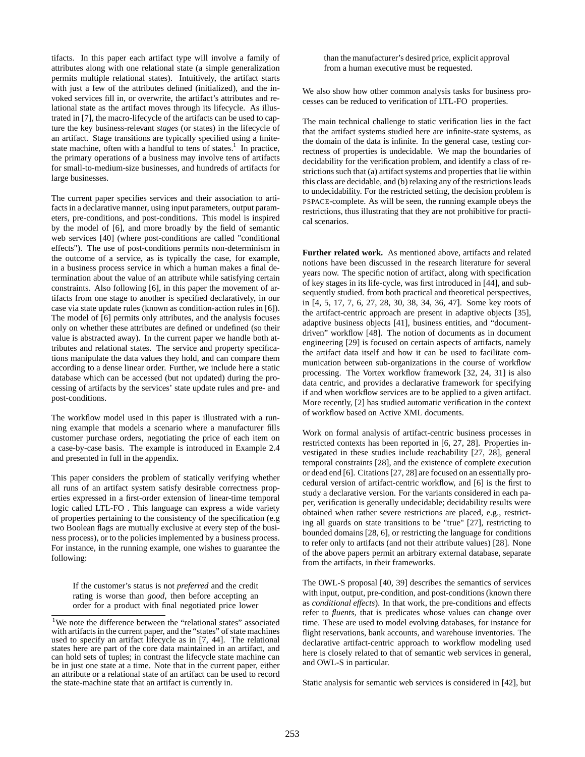tifacts. In this paper each artifact type will involve a family of attributes along with one relational state (a simple generalization permits multiple relational states). Intuitively, the artifact starts with just a few of the attributes defined (initialized), and the invoked services fill in, or overwrite, the artifact's attributes and relational state as the artifact moves through its lifecycle. As illustrated in [7], the macro-lifecycle of the artifacts can be used to capture the key business-relevant *stages* (or states) in the lifecycle of an artifact. Stage transitions are typically specified using a finite-state machine, often with a handful to tens of states.[1] In practice, the primary operations of a business may involve tens of artifacts for small-to-medium-size businesses, and hundreds of artifacts for large businesses.

The current paper specifies services and their association to artifacts in a declarative manner, using input parameters, output parameters, pre-conditions, and post-conditions. This model is inspired by the model of [6], and more broadly by the field of semantic web services [40] (where post-conditions are called "conditional effects"). The use of post-conditions permits non-determinism in the outcome of a service, as is typically the case, for example, in a business process service in which a human makes a final determination about the value of an attribute while satisfying certain constraints. Also following [6], in this paper the movement of artifacts from one stage to another is specified declaratively, in our case via state update rules (known as condition-action rules in [6]). The model of [6] permits only attributes, and the analysis focuses only on whether these attributes are defined or undefined (so their value is abstracted away). In the current paper we handle both attributes and relational states. The service and property specifications manipulate the data values they hold, and can compare them according to a dense linear order. Further, we include here a static database which can be accessed (but not updated) during the processing of artifacts by the services' state update rules and pre- and post-conditions.

The workflow model used in this paper is illustrated with a running example that models a scenario where a manufacturer fills customer purchase orders, negotiating the price of each item on a case-by-case basis. The example is introduced in Example 2.4 and presented in full in the appendix.

This paper considers the problem of statically verifying whether all runs of an artifact system satisfy desirable correctness properties expressed in a first-order extension of linear-time temporal logic called LTL-FO . This language can express a wide variety of properties pertaining to the consistency of the specification (e.g two Boolean flags are mutually exclusive at every step of the business process), or to the policies implemented by a business process. For instance, in the running example, one wishes to guarantee the following:

> If the customer's status is not *preferred* and the credit rating is worse than *good*, then before accepting an order for a product with final negotiated price lower than the manufacturer's desired price, explicit approval from a human executive must be requested.

We also show how other common analysis tasks for business processes can be reduced to verification of LTL-FO properties.

The main technical challenge to static verification lies in the fact that the artifact systems studied here are infinite-state systems, as the domain of the data is infinite. In the general case, testing correctness of properties is undecidable. We map the boundaries of decidability for the verification problem, and identify a class of restrictions such that (a) artifact systems and properties that lie within this class are decidable, and (b) relaxing any of the restrictions leads to undecidability. For the restricted setting, the decision problem is PSPACE-complete. As will be seen, the running example obeys the restrictions, thus illustrating that they are not prohibitive for practical scenarios.

**Further related work.** As mentioned above, artifacts and related notions have been discussed in the research literature for several years now. The specific notion of artifact, along with specification of key stages in its life-cycle, was first introduced in [44], and subsequently studied. from both practical and theoretical perspectives, in [4, 5, 17, 7, 6, 27, 28, 30, 38, 34, 36, 47]. Some key roots of the artifact-centric approach are present in adaptive objects [35], adaptive business objects [41], business entities, and "document-driven" workflow [48]. The notion of documents as in document engineering [29] is focused on certain aspects of artifacts, namely the artifact data itself and how it can be used to facilitate communication between sub-organizations in the course of workflow processing. The Vortex workflow framework [32, 24, 31] is also data centric, and provides a declarative framework for specifying if and when workflow services are to be applied to a given artifact. More recently, [2] has studied automatic verification in the context of workflow based on Active XML documents.

Work on formal analysis of artifact-centric business processes in restricted contexts has been reported in [6, 27, 28]. Properties investigated in these studies include reachability [27, 28], general temporal constraints [28], and the existence of complete execution or dead end [6]. Citations [27, 28] are focused on an essentially procedural version of artifact-centric workflow, and [6] is the first to study a declarative version. For the variants considered in each paper, verification is generally undecidable; decidability results were obtained when rather severe restrictions are placed, e.g., restricting all guards on state transitions to be "true" [27], restricting to bounded domains [28, 6], or restricting the language for conditions to refer only to artifacts (and not their attribute values) [28]. None of the above papers permit an arbitrary external database, separate from the artifacts, in their frameworks.

The OWL-S proposal [40, 39] describes the semantics of services with input, output, pre-condition, and post-conditions (known there as *conditional effects*). In that work, the pre-conditions and effects refer to *fluents*, that is predicates whose values can change over time. These are used to model evolving databases, for instance for flight reservations, bank accounts, and warehouse inventories. The declarative artifact-centric approach to workflow modeling used here is closely related to that of semantic web services in general, and OWL-S in particular.

Static analysis for semantic web services is considered in [42], but

[1] We note the difference between the "relational states" associated with artifacts in the current paper, and the "states" of state machines used to specify an artifact lifecycle as in [7, 44]. The relational states here are part of the core data maintained in an artifact, and can hold sets of tuples; in contrast the lifecycle state machine can be in just one state at a time. Note that in the current paper, either an attribute or a relational state of an artifact can be used to record the state-machine state that an artifact is currently in.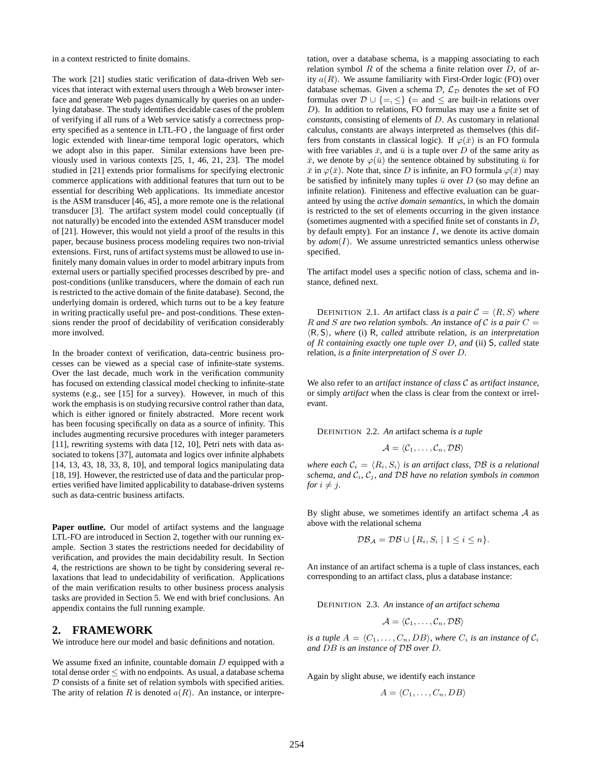in a context restricted to finite domains.

The work [21] studies static verification of data-driven Web services that interact with external users through a Web browser interface and generate Web pages dynamically by queries on an underlying database. The study identifies decidable cases of the problem of verifying if all runs of a Web service satisfy a correctness property specified as a sentence in LTL-FO , the language of first order logic extended with linear-time temporal logic operators, which we adopt also in this paper. Similar extensions have been previously used in various contexts [25, 1, 46, 21, 23]. The model studied in [21] extends prior formalisms for specifying electronic commerce applications with additional features that turn out to be essential for describing Web applications. Its immediate ancestor is the ASM transducer [46, 45], a more remote one is the relational transducer [3]. The artifact system model could conceptually (if not naturally) be encoded into the extended ASM transducer model of [21]. However, this would not yield a proof of the results in this paper, because business process modeling requires two non-trivial extensions. First, runs of artifact systems must be allowed to use infinitely many domain values in order to model arbitrary inputs from external users or partially specified processes described by pre- and post-conditions (unlike transducers, where the domain of each run is restricted to the active domain of the finite database). Second, the underlying domain is ordered, which turns out to be a key feature in writing practically useful pre- and post-conditions. These extensions render the proof of decidability of verification considerably more involved.

In the broader context of verification, data-centric business processes can be viewed as a special case of infinite-state systems. Over the last decade, much work in the verification community has focused on extending classical model checking to infinite-state systems (e.g., see [15] for a survey). However, in much of this work the emphasis is on studying recursive control rather than data, which is either ignored or finitely abstracted. More recent work has been focusing specifically on data as a source of infinity. This includes augmenting recursive procedures with integer parameters [11], rewriting systems with data [12, 10], Petri nets with data associated to tokens [37], automata and logics over infinite alphabets [14, 13, 43, 18, 33, 8, 10], and temporal logics manipulating data [18, 19]. However, the restricted use of data and the particular properties verified have limited applicability to database-driven systems such as data-centric business artifacts.

**Paper outline.** Our model of artifact systems and the language LTL-FO are introduced in Section 2, together with our running example. Section 3 states the restrictions needed for decidability of verification, and provides the main decidability result. In Section 4, the restrictions are shown to be tight by considering several relaxations that lead to undecidability of verification. Applications of the main verification results to other business process analysis tasks are provided in Section 5. We end with brief conclusions. An appendix contains the full running example.

## 2. FRAMEWORK

We introduce here our model and basic definitions and notation.

We assume fixed an infinite, countable domain $D$ equipped with a total dense order $\leq$ with no endpoints. As usual, a database schema $\mathcal{D}$ consists of a finite set of relation symbols with specified arities. The arity of relation $R$ is denoted $a(R)$. An instance, or interpretation, over a database schema, is a mapping associating to each relation symbol $R$ of the schema a finite relation over $D$, of arity $a(R)$. We assume familiarity with First-Order logic (FO) over database schemas. Given a schema $\mathcal{D}$, $\mathcal{L}_{\mathcal{D}}$ denotes the set of FO formulas over $\mathcal{D} \cup \{=, \leq\}$ ($=$ and $\leq$ are built-in relations over $D$). In addition to relations, FO formulas may use a finite set of *constants*, consisting of elements of $D$. As customary in relational calculus, constants are always interpreted as themselves (this differs from constants in classical logic). If $\varphi(\bar{x})$ is an FO formula with free variables $\bar{x}$, and $\bar{u}$ is a tuple over $D$ of the same arity as $\bar{x}$, we denote by $\varphi(\bar{u})$ the sentence obtained by substituting $\bar{u}$ for $\bar{x}$ in $\varphi(\bar{x})$. Note that, since $D$ is infinite, an FO formula $\varphi(\bar{x})$ may be satisfied by infinitely many tuples $\bar{u}$ over $D$ (so may define an infinite relation). Finiteness and effective evaluation can be guaranteed by using the *active domain semantics*, in which the domain is restricted to the set of elements occurring in the given instance (sometimes augmented with a specified finite set of constants in $D$, by default empty). For an instance $I$, we denote its active domain by *adom*$(I)$. We assume unrestricted semantics unless otherwise specified.

The artifact model uses a specific notion of class, schema and instance, defined next.

DEFINITION 2.1. *An* artifact class *is a pair* $\mathcal{C} = \langle R, S\rangle$ *where* $R$ *and* $S$ *are two relation symbols. An* instance *of* $\mathcal{C}$ *is a pair* $C = \langle \mathsf{R}, \mathsf{S}\rangle$*, where* (i) $\mathsf{R}$*, called* attribute relation*, is an interpretation of* $R$ *containing exactly one tuple over* $D$*, and* (ii) $\mathsf{S}$*, called* state relation*, is a finite interpretation of* $S$ *over* $D$*.*

We also refer to an *artifact instance of class* $\mathcal{C}$ as *artifact instance*, or simply *artifact* when the class is clear from the context or irrelevant.

DEFINITION 2.2. *An* artifact schema *is a tuple*

$$\mathcal{A} = \langle \mathcal{C}_1, \ldots, \mathcal{C}_n, \mathcal{DB}\rangle$$

*where each* $\mathcal{C}_i = \langle R_i, S_i\rangle$ *is an artifact class,* $\mathcal{DB}$ *is a relational schema, and* $\mathcal{C}_i$*,* $\mathcal{C}_j$*, and* $\mathcal{DB}$ *have no relation symbols in common for* $i \neq j$*.*

By slight abuse, we sometimes identify an artifact schema $\mathcal{A}$ as above with the relational schema

$$\mathcal{DB}_{\mathcal{A}} = \mathcal{DB} \cup \{R_i, S_i \mid 1 \leq i \leq n\}.$$

An instance of an artifact schema is a tuple of class instances, each corresponding to an artifact class, plus a database instance:

DEFINITION 2.3. *An* instance *of an artifact schema*

$$\mathcal{A} = \langle \mathcal{C}_1, \ldots, \mathcal{C}_n, \mathcal{DB}\rangle$$

*is a tuple* $A = \langle C_1, \ldots, C_n, DB\rangle$*, where* $C_i$ *is an instance of* $\mathcal{C}_i$ *and* $DB$ *is an instance of* $\mathcal{DB}$ *over* $D$*.*

Again by slight abuse, we identify each instance

$$A = \langle C_1, \ldots, C_n, DB\rangle$$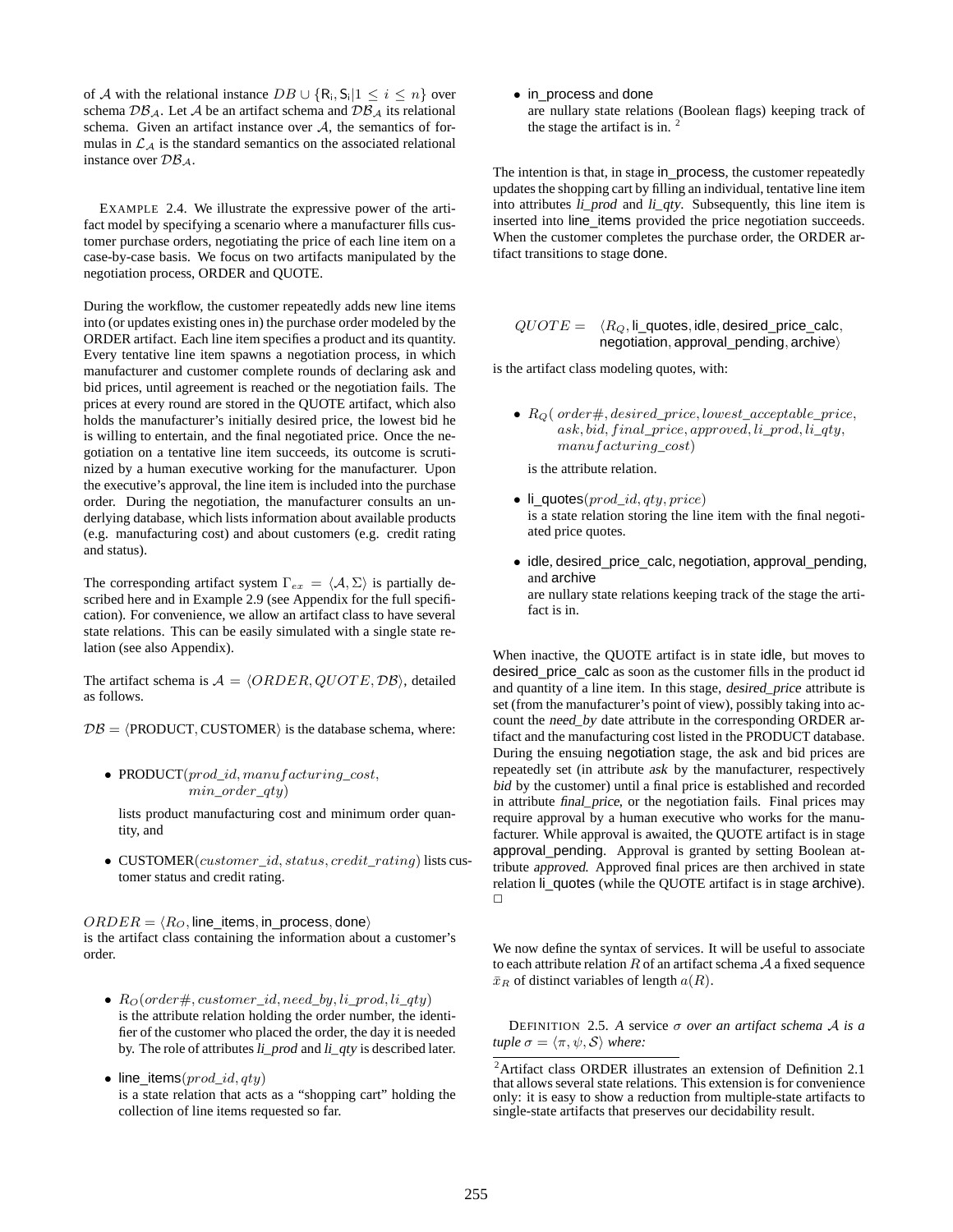of $\mathcal{A}$ with the relational instance $DB \cup \{\mathsf{R_i}, \mathsf{S_i} | 1 \leq i \leq n\}$ over schema $\mathcal{DB}_\mathcal{A}$. Let $\mathcal{A}$ be an artifact schema and $\mathcal{DB}_\mathcal{A}$ its relational schema. Given an artifact instance over $\mathcal{A}$, the semantics of formulas in $\mathcal{L}_\mathcal{A}$ is the standard semantics on the associated relational instance over $\mathcal{DB}_\mathcal{A}$.

EXAMPLE 2.4. We illustrate the expressive power of the artifact model by specifying a scenario where a manufacturer fills customer purchase orders, negotiating the price of each line item on a case-by-case basis. We focus on two artifacts manipulated by the negotiation process, ORDER and QUOTE.

During the workflow, the customer repeatedly adds new line items into (or updates existing ones in) the purchase order modeled by the ORDER artifact. Each line item specifies a product and its quantity. Every tentative line item spawns a negotiation process, in which manufacturer and customer complete rounds of declaring ask and bid prices, until agreement is reached or the negotiation fails. The prices at every round are stored in the QUOTE artifact, which also holds the manufacturer's initially desired price, the lowest bid he is willing to entertain, and the final negotiated price. Once the negotiation on a tentative line item succeeds, its outcome is scrutinized by a human executive working for the manufacturer. Upon the executive's approval, the line item is included into the purchase order. During the negotiation, the manufacturer consults an underlying database, which lists information about available products (e.g. manufacturing cost) and about customers (e.g. credit rating and status).

The corresponding artifact system $\Gamma_{ex} = \langle \mathcal{A}, \Sigma \rangle$ is partially described here and in Example 2.9 (see Appendix for the full specification). For convenience, we allow an artifact class to have several state relations. This can be easily simulated with a single state relation (see also Appendix).

The artifact schema is $\mathcal{A} = \langle ORDER, QUOTE, \mathcal{DB} \rangle$, detailed as follows.

$\mathcal{DB} = \langle$PRODUCT, CUSTOMER$\rangle$ is the database schema, where:

- PRODUCT$(prod\_id, manufacturing\_cost, min\_order\_qty)$
  lists product manufacturing cost and minimum order quantity, and

- CUSTOMER$(customer\_id, status, credit\_rating)$ lists customer status and credit rating.

$ORDER = \langle R_O, \mathsf{line\_items}, \mathsf{in\_process}, \mathsf{done} \rangle$
is the artifact class containing the information about a customer's order.

- $R_O(order\#, customer\_id, need\_by, li\_prod, li\_qty)$
  is the attribute relation holding the order number, the identifier of the customer who placed the order, the day it is needed by. The role of attributes *li_prod* and *li_qty* is described later.

- line_items$(prod\_id, qty)$
  is a state relation that acts as a "shopping cart" holding the collection of line items requested so far.

- in_process and done
  are nullary state relations (Boolean flags) keeping track of the stage the artifact is in. [2]

The intention is that, in stage in_process, the customer repeatedly updates the shopping cart by filling an individual, tentative line item into attributes *li_prod* and *li_qty*. Subsequently, this line item is inserted into line_items provided the price negotiation succeeds. When the customer completes the purchase order, the ORDER artifact transitions to stage done.

$$QUOTE = \langle R_Q, \mathsf{li\_quotes}, \mathsf{idle}, \mathsf{desired\_price\_calc}, \mathsf{negotiation}, \mathsf{approval\_pending}, \mathsf{archive} \rangle$$

is the artifact class modeling quotes, with:

- $R_Q(\,order\#, desired\_price, lowest\_acceptable\_price, ask, bid, final\_price, approved, li\_prod, li\_qty, manufacturing\_cost)$
  is the attribute relation.

- li_quotes$(prod\_id, qty, price)$
  is a state relation storing the line item with the final negotiated price quotes.

- idle, desired_price_calc, negotiation, approval_pending, and archive
  are nullary state relations keeping track of the stage the artifact is in.

When inactive, the QUOTE artifact is in state idle, but moves to desired_price_calc as soon as the customer fills in the product id and quantity of a line item. In this stage, *desired_price* attribute is set (from the manufacturer's point of view), possibly taking into account the *need_by* date attribute in the corresponding ORDER artifact and the manufacturing cost listed in the PRODUCT database. During the ensuing negotiation stage, the ask and bid prices are repeatedly set (in attribute *ask* by the manufacturer, respectively *bid* by the customer) until a final price is established and recorded in attribute *final_price*, or the negotiation fails. Final prices may require approval by a human executive who works for the manufacturer. While approval is awaited, the QUOTE artifact is in stage approval_pending. Approval is granted by setting Boolean attribute *approved*. Approved final prices are then archived in state relation li_quotes (while the QUOTE artifact is in stage archive). □

We now define the syntax of services. It will be useful to associate to each attribute relation $R$ of an artifact schema $\mathcal{A}$ a fixed sequence $\bar{x}_R$ of distinct variables of length $a(R)$.

DEFINITION 2.5. *A service $\sigma$ over an artifact schema $\mathcal{A}$ is a tuple $\sigma = \langle \pi, \psi, \mathcal{S} \rangle$ where:*

[2] Artifact class ORDER illustrates an extension of Definition 2.1 that allows several state relations. This extension is for convenience only: it is easy to show a reduction from multiple-state artifacts to single-state artifacts that preserves our decidability result.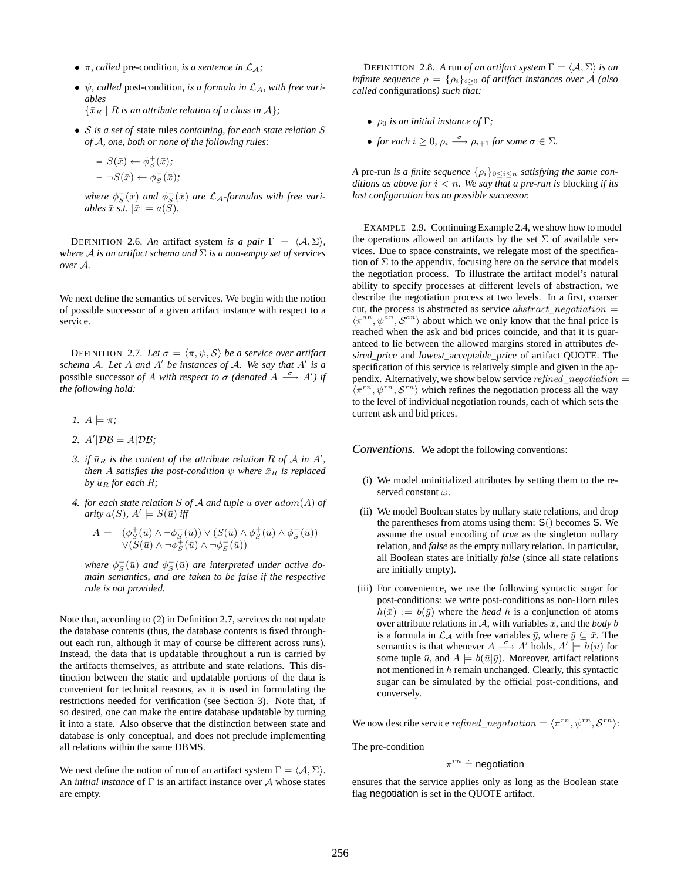- $\pi$, *called* pre-condition, *is a sentence in* $\mathcal{L}_{\mathcal{A}}$*;*
- $\psi$, *called* post-condition, *is a formula in* $\mathcal{L}_{\mathcal{A}}$*, with free variables* $\{\bar{x}_R \mid R$ *is an attribute relation of a class in* $\mathcal{A}\}$*;*
- $\mathcal{S}$ *is a set of* state rules *containing, for each state relation* $S$ *of* $\mathcal{A}$*, one, both or none of the following rules:*
  - $S(\bar{x}) \leftarrow \phi^+_S(\bar{x})$*;*
  - $\neg S(\bar{x}) \leftarrow \phi^-_S(\bar{x})$*;*

  *where* $\phi^+_S(\bar{x})$ *and* $\phi^-_S(\bar{x})$ *are* $\mathcal{L}_{\mathcal{A}}$*-formulas with free variables* $\bar{x}$ *s.t.* $|\bar{x}| = a(S)$.

Definition 2.6. *An* artifact system *is a pair* $\Gamma = \langle \mathcal{A}, \Sigma \rangle$*, where* $\mathcal{A}$ *is an artifact schema and* $\Sigma$ *is a non-empty set of services over* $\mathcal{A}$*.*

We next define the semantics of services. We begin with the notion of possible successor of a given artifact instance with respect to a service.

Definition 2.7. *Let* $\sigma = \langle \pi, \psi, \mathcal{S} \rangle$ *be a service over artifact schema* $\mathcal{A}$*. Let* $A$ *and* $A'$ *be instances of* $\mathcal{A}$*. We say that* $A'$ *is a* possible successor *of* $A$ *with respect to* $\sigma$ *(denoted* $A \xrightarrow{\sigma} A'$*) if the following hold:*

1. $A \models \pi$*;*
2. $A'|\mathcal{DB} = A|\mathcal{DB}$*;*
3. *if* $\bar{u}_R$ *is the content of the attribute relation* $R$ *of* $\mathcal{A}$ *in* $A'$*, then* $A$ *satisfies the post-condition* $\psi$ *where* $\bar{x}_R$ *is replaced by* $\bar{u}_R$ *for each* $R$*;*
4. *for each state relation* $S$ *of* $\mathcal{A}$ *and tuple* $\bar{u}$ *over* $adom(A)$ *of arity* $a(S)$*,* $A' \models S(\bar{u})$ *iff*

$$A \models \quad (\phi^+_S(\bar{u}) \wedge \neg\phi^-_S(\bar{u})) \vee (S(\bar{u}) \wedge \phi^+_S(\bar{u}) \wedge \phi^-_S(\bar{u})) \vee (S(\bar{u}) \wedge \neg\phi^+_S(\bar{u}) \wedge \neg\phi^-_S(\bar{u}))$$

   *where* $\phi^+_S(\bar{u})$ *and* $\phi^-_S(\bar{u})$ *are interpreted under active domain semantics, and are taken to be false if the respective rule is not provided.*

Note that, according to (2) in Definition 2.7, services do not update the database contents (thus, the database contents is fixed throughout each run, although it may of course be different across runs). Instead, the data that is updatable throughout a run is carried by the artifacts themselves, as attribute and state relations. This distinction between the static and updatable portions of the data is convenient for technical reasons, as it is used in formulating the restrictions needed for verification (see Section 3). Note that, if so desired, one can make the entire database updatable by turning it into a state. Also observe that the distinction between state and database is only conceptual, and does not preclude implementing all relations within the same DBMS.

We next define the notion of run of an artifact system $\Gamma = \langle \mathcal{A}, \Sigma \rangle$. An *initial instance* of $\Gamma$ is an artifact instance over $\mathcal{A}$ whose states are empty.

Definition 2.8. *A* run *of an artifact system* $\Gamma = \langle \mathcal{A}, \Sigma \rangle$ *is an infinite sequence* $\rho = \{\rho_i\}_{i \geq 0}$ *of artifact instances over* $\mathcal{A}$ *(also called* configurations*) such that:*

- $\rho_0$ *is an initial instance of* $\Gamma$*;*
- *for each* $i \geq 0$*,* $\rho_i \xrightarrow{\sigma} \rho_{i+1}$ *for some* $\sigma \in \Sigma$*.*

*A* pre-run *is a finite sequence* $\{\rho_i\}_{0 \leq i \leq n}$ *satisfying the same conditions as above for* $i < n$*. We say that a pre-run is* blocking *if its last configuration has no possible successor.*

Example 2.9. Continuing Example 2.4, we show how to model the operations allowed on artifacts by the set $\Sigma$ of available services. Due to space constraints, we relegate most of the specification of $\Sigma$ to the appendix, focusing here on the service that models the negotiation process. To illustrate the artifact model's natural ability to specify processes at different levels of abstraction, we describe the negotiation process at two levels. In a first, coarser cut, the process is abstracted as service $abstract\_negotiation = \langle \pi^{an}, \psi^{an}, \mathcal{S}^{an} \rangle$ about which we only know that the final price is reached when the ask and bid prices coincide, and that it is guaranteed to lie between the allowed margins stored in attributes *desired_price* and *lowest_acceptable_price* of artifact QUOTE. The specification of this service is relatively simple and given in the appendix. Alternatively, we show below service $refined\_negotiation = \langle \pi^{rn}, \psi^{rn}, \mathcal{S}^{rn} \rangle$ which refines the negotiation process all the way to the level of individual negotiation rounds, each of which sets the current ask and bid prices.

*Conventions.* We adopt the following conventions:

(i) We model uninitialized attributes by setting them to the reserved constant $\omega$.

(ii) We model Boolean states by nullary state relations, and drop the parentheses from atoms using them: $\mathsf{S}()$ becomes $\mathsf{S}$. We assume the usual encoding of *true* as the singleton nullary relation, and *false* as the empty nullary relation. In particular, all Boolean states are initially *false* (since all state relations are initially empty).

(iii) For convenience, we use the following syntactic sugar for post-conditions: we write post-conditions as non-Horn rules $h(\bar{x}) := b(\bar{y})$ where the *head* $h$ is a conjunction of atoms over attribute relations in $\mathcal{A}$, with variables $\bar{x}$, and the *body* $b$ is a formula in $\mathcal{L}_{\mathcal{A}}$ with free variables $\bar{y}$, where $\bar{y} \subseteq \bar{x}$. The semantics is that whenever $A \xrightarrow{\sigma} A'$ holds, $A' \models h(\bar{u})$ for some tuple $\bar{u}$, and $A \models b(\bar{u}|\bar{y})$. Moreover, artifact relations not mentioned in $h$ remain unchanged. Clearly, this syntactic sugar can be simulated by the official post-conditions, and conversely.

We now describe service $refined\_negotiation = \langle \pi^{rn}, \psi^{rn}, \mathcal{S}^{rn} \rangle$:

The pre-condition

$$\pi^{rn} \doteq \mathsf{negotiation}$$

ensures that the service applies only as long as the Boolean state flag $\mathsf{negotiation}$ is set in the QUOTE artifact.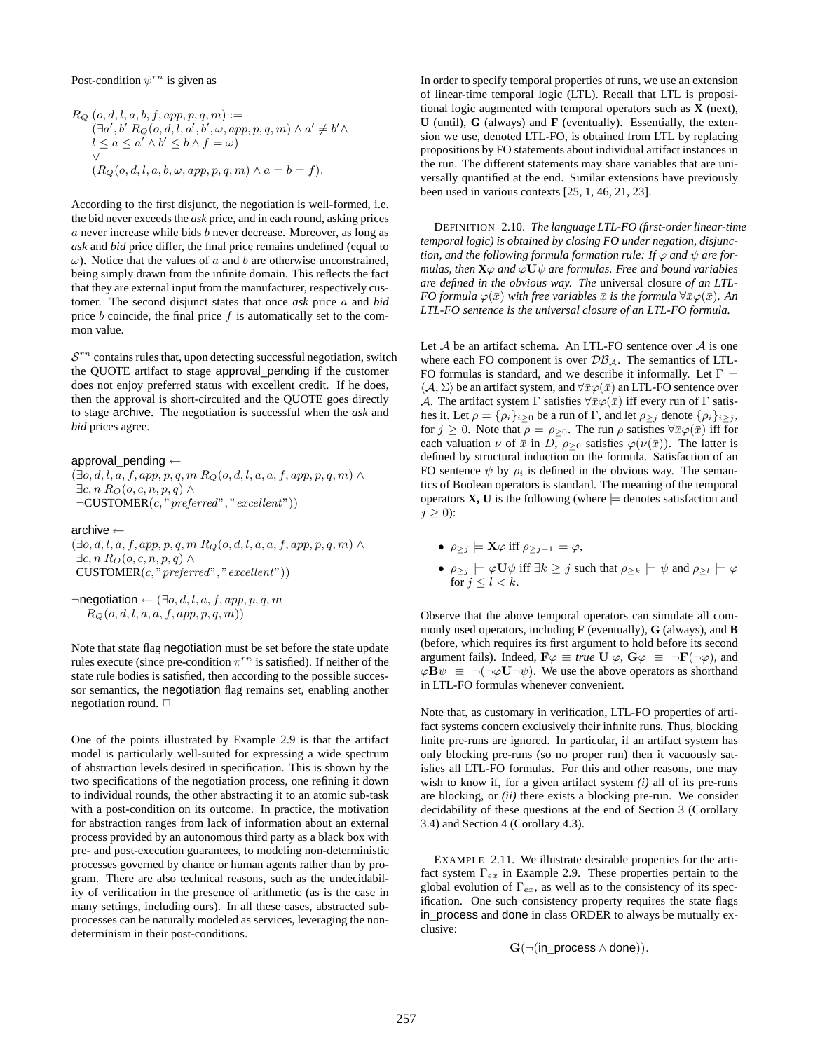Post-condition $\psi^{rn}$ is given as

$$
\begin{aligned}
&R_Q\ (o, d, l, a, b, f, app, p, q, m) := \\
&\quad (\exists a', b'\ R_Q(o, d, l, a', b', \omega, app, p, q, m) \wedge a' \neq b' \wedge \\
&\quad l \leq a \leq a' \wedge b' \leq b \wedge f = \omega) \\
&\quad \vee \\
&\quad (R_Q(o, d, l, a, b, \omega, app, p, q, m) \wedge a = b = f).
\end{aligned}
$$

According to the first disjunct, the negotiation is well-formed, i.e. the bid never exceeds the *ask* price, and in each round, asking prices $a$ never increase while bids $b$ never decrease. Moreover, as long as *ask* and *bid* price differ, the final price remains undefined (equal to $\omega$). Notice that the values of $a$ and $b$ are otherwise unconstrained, being simply drawn from the infinite domain. This reflects the fact that they are external input from the manufacturer, respectively customer. The second disjunct states that once *ask* price $a$ and *bid* price $b$ coincide, the final price $f$ is automatically set to the common value.

$\mathcal{S}^{rn}$ contains rules that, upon detecting successful negotiation, switch the QUOTE artifact to stage approval_pending if the customer does not enjoy preferred status with excellent credit. If he does, then the approval is short-circuited and the QUOTE goes directly to stage archive. The negotiation is successful when the *ask* and *bid* prices agree.

approval_pending $\leftarrow$
$(\exists o, d, l, a, f, app, p, q, m\ R_Q(o, d, l, a, a, f, app, p, q, m) \wedge$
$\exists c, n\ R_O(o, c, n, p, q) \wedge$
$\neg\text{CUSTOMER}(c, \text{"}preferred\text{"}, \text{"}excellent\text{"}))$

archive $\leftarrow$
$(\exists o, d, l, a, f, app, p, q, m\ R_Q(o, d, l, a, a, f, app, p, q, m) \wedge$
$\exists c, n\ R_O(o, c, n, p, q) \wedge$
$\text{CUSTOMER}(c, \text{"}preferred\text{"}, \text{"}excellent\text{"}))$

$\neg$negotiation $\leftarrow (\exists o, d, l, a, f, app, p, q, m$
$R_Q(o, d, l, a, a, f, app, p, q, m))$

Note that state flag negotiation must be set before the state update rules execute (since pre-condition $\pi^{rn}$ is satisfied). If neither of the state rule bodies is satisfied, then according to the possible successor semantics, the negotiation flag remains set, enabling another negotiation round. □

One of the points illustrated by Example 2.9 is that the artifact model is particularly well-suited for expressing a wide spectrum of abstraction levels desired in specification. This is shown by the two specifications of the negotiation process, one refining it down to individual rounds, the other abstracting it to an atomic sub-task with a post-condition on its outcome. In practice, the motivation for abstraction ranges from lack of information about an external process provided by an autonomous third party as a black box with pre- and post-execution guarantees, to modeling non-deterministic processes governed by chance or human agents rather than by program. There are also technical reasons, such as the undecidability of verification in the presence of arithmetic (as is the case in many settings, including ours). In all these cases, abstracted subprocesses can be naturally modeled as services, leveraging the nondeterminism in their post-conditions.

In order to specify temporal properties of runs, we use an extension of linear-time temporal logic (LTL). Recall that LTL is propositional logic augmented with temporal operators such as **X** (next), **U** (until), **G** (always) and **F** (eventually). Essentially, the extension we use, denoted LTL-FO, is obtained from LTL by replacing propositions by FO statements about individual artifact instances in the run. The different statements may share variables that are universally quantified at the end. Similar extensions have previously been used in various contexts [25, 1, 46, 21, 23].

DEFINITION 2.10. *The language LTL-FO (first-order linear-time temporal logic) is obtained by closing FO under negation, disjunction, and the following formula formation rule: If $\varphi$ and $\psi$ are formulas, then $\mathbf{X}\varphi$ and $\varphi\mathbf{U}\psi$ are formulas. Free and bound variables are defined in the obvious way. The* universal closure *of an LTL-FO formula $\varphi(\bar{x})$ with free variables $\bar{x}$ is the formula $\forall\bar{x}\varphi(\bar{x})$. An LTL-FO sentence is the universal closure of an LTL-FO formula.*

Let $\mathcal{A}$ be an artifact schema. An LTL-FO sentence over $\mathcal{A}$ is one where each FO component is over $\mathcal{DB}_{\mathcal{A}}$. The semantics of LTL-FO formulas is standard, and we describe it informally. Let $\Gamma = \langle \mathcal{A}, \Sigma \rangle$ be an artifact system, and $\forall\bar{x}\varphi(\bar{x})$ an LTL-FO sentence over $\mathcal{A}$. The artifact system $\Gamma$ satisfies $\forall\bar{x}\varphi(\bar{x})$ iff every run of $\Gamma$ satisfies it. Let $\rho = \{\rho_i\}_{i \geq 0}$ be a run of $\Gamma$, and let $\rho_{\geq j}$ denote $\{\rho_i\}_{i \geq j}$, for $j \geq 0$. Note that $\rho = \rho_{\geq 0}$. The run $\rho$ satisfies $\forall\bar{x}\varphi(\bar{x})$ iff for each valuation $\nu$ of $\bar{x}$ in $D$, $\rho_{\geq 0}$ satisfies $\varphi(\nu(\bar{x}))$. The latter is defined by structural induction on the formula. Satisfaction of an FO sentence $\psi$ by $\rho_i$ is defined in the obvious way. The semantics of Boolean operators is standard. The meaning of the temporal operators **X**, **U** is the following (where $\models$ denotes satisfaction and $j \geq 0$):

- $\rho_{\geq j} \models \mathbf{X}\varphi$ iff $\rho_{\geq j+1} \models \varphi$,
- $\rho_{\geq j} \models \varphi\mathbf{U}\psi$ iff $\exists k \geq j$ such that $\rho_{\geq k} \models \psi$ and $\rho_{\geq l} \models \varphi$ for $j \leq l < k$.

Observe that the above temporal operators can simulate all commonly used operators, including **F** (eventually), **G** (always), and **B** (before, which requires its first argument to hold before its second argument fails). Indeed, $\mathbf{F}\varphi \equiv$ *true* $\mathbf{U}\ \varphi$, $\mathbf{G}\varphi \equiv \neg\mathbf{F}(\neg\varphi)$, and $\varphi\mathbf{B}\psi \equiv \neg(\neg\varphi\mathbf{U}\neg\psi)$. We use the above operators as shorthand in LTL-FO formulas whenever convenient.

Note that, as customary in verification, LTL-FO properties of artifact systems concern exclusively their infinite runs. Thus, blocking finite pre-runs are ignored. In particular, if an artifact system has only blocking pre-runs (so no proper run) then it vacuously satisfies all LTL-FO formulas. For this and other reasons, one may wish to know if, for a given artifact system *(i)* all of its pre-runs are blocking, or *(ii)* there exists a blocking pre-run. We consider decidability of these questions at the end of Section 3 (Corollary 3.4) and Section 4 (Corollary 4.3).

EXAMPLE 2.11. We illustrate desirable properties for the artifact system $\Gamma_{ex}$ in Example 2.9. These properties pertain to the global evolution of $\Gamma_{ex}$, as well as to the consistency of its specification. One such consistency property requires the state flags in_process and done in class ORDER to always be mutually exclusive:

$$\mathbf{G}(\neg(\text{in\_process} \wedge \text{done})).$$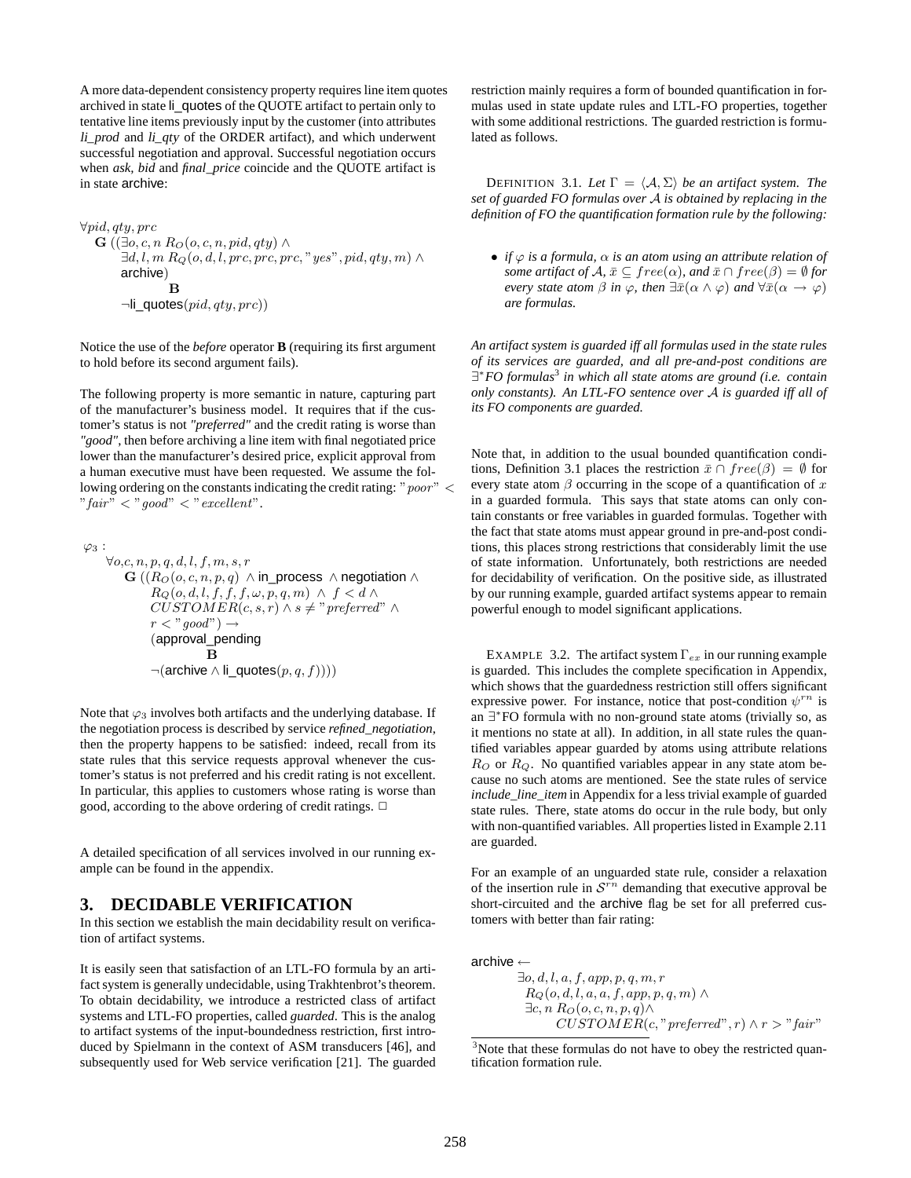A more data-dependent consistency property requires line item quotes archived in state li_quotes of the QUOTE artifact to pertain only to tentative line items previously input by the customer (into attributes *li_prod* and *li_qty* of the ORDER artifact), and which underwent successful negotiation and approval. Successful negotiation occurs when *ask*, *bid* and *final_price* coincide and the QUOTE artifact is in state archive:

$$
\begin{array}{l}
\forall pid, qty, prc \\
\quad \mathbf{G}\ ((\exists o, c, n\ R_O(o, c, n, pid, qty) \wedge \\
\quad\quad \exists d, l, m\ R_Q(o, d, l, prc, prc, prc, \text{"yes"}, pid, qty, m) \wedge \\
\quad\quad \textsf{archive}) \\
\quad\quad\quad\quad \mathbf{B} \\
\quad\quad \neg \textsf{li\_quotes}(pid, qty, prc))
\end{array}
$$

Notice the use of the *before* operator **B** (requiring its first argument to hold before its second argument fails).

The following property is more semantic in nature, capturing part of the manufacturer's business model. It requires that if the customer's status is not *"preferred"* and the credit rating is worse than *"good"*, then before archiving a line item with final negotiated price lower than the manufacturer's desired price, explicit approval from a human executive must have been requested. We assume the following ordering on the constants indicating the credit rating: $\text{"}poor\text{"} < \text{"}fair\text{"} < \text{"}good\text{"} < \text{"}excellent\text{"}$.

$$
\begin{array}{l}
\varphi_3 : \\
\quad \forall o, c, n, p, q, d, l, f, m, s, r \\
\quad\quad \mathbf{G}\ ((R_O(o, c, n, p, q)\ \wedge \textsf{in\_process}\ \wedge \textsf{negotiation}\ \wedge \\
\quad\quad\quad R_Q(o, d, l, f, f, f, \omega, p, q, m)\ \wedge\ f < d\ \wedge \\
\quad\quad\quad CUSTOMER(c, s, r) \wedge s \neq \text{"}preferred\text{"} \wedge \\
\quad\quad\quad r < \text{"}good\text{"}) \rightarrow \\
\quad\quad\quad (\textsf{approval\_pending} \\
\quad\quad\quad\quad\quad \mathbf{B} \\
\quad\quad\quad \neg(\textsf{archive} \wedge \textsf{li\_quotes}(p, q, f))))
\end{array}
$$

Note that $\varphi_3$ involves both artifacts and the underlying database. If the negotiation process is described by service *refined_negotiation*, then the property happens to be satisfied: indeed, recall from its state rules that this service requests approval whenever the customer's status is not preferred and his credit rating is not excellent. In particular, this applies to customers whose rating is worse than good, according to the above ordering of credit ratings. □

A detailed specification of all services involved in our running example can be found in the appendix.

## 3. DECIDABLE VERIFICATION

In this section we establish the main decidability result on verification of artifact systems.

It is easily seen that satisfaction of an LTL-FO formula by an artifact system is generally undecidable, using Trakhtenbrot's theorem. To obtain decidability, we introduce a restricted class of artifact systems and LTL-FO properties, called *guarded*. This is the analog to artifact systems of the input-boundedness restriction, first introduced by Spielmann in the context of ASM transducers [46], and subsequently used for Web service verification [21]. The guarded restriction mainly requires a form of bounded quantification in formulas used in state update rules and LTL-FO properties, together with some additional restrictions. The guarded restriction is formulated as follows.

DEFINITION 3.1. *Let $\Gamma = \langle \mathcal{A}, \Sigma \rangle$ be an artifact system. The set of guarded FO formulas over $\mathcal{A}$ is obtained by replacing in the definition of FO the quantification formation rule by the following:*

- *if $\varphi$ is a formula, $\alpha$ is an atom using an attribute relation of some artifact of $\mathcal{A}$, $\bar{x} \subseteq free(\alpha)$, and $\bar{x} \cap free(\beta) = \emptyset$ for every state atom $\beta$ in $\varphi$, then $\exists \bar{x}(\alpha \wedge \varphi)$ and $\forall \bar{x}(\alpha \rightarrow \varphi)$ are formulas.*

*An artifact system is guarded iff all formulas used in the state rules of its services are guarded, and all pre-and-post conditions are $\exists^*$FO formulas[3] in which all state atoms are ground (i.e. contain only constants). An LTL-FO sentence over $\mathcal{A}$ is guarded iff all of its FO components are guarded.*

Note that, in addition to the usual bounded quantification conditions, Definition 3.1 places the restriction $\bar{x} \cap free(\beta) = \emptyset$ for every state atom $\beta$ occurring in the scope of a quantification of $x$ in a guarded formula. This says that state atoms can only contain constants or free variables in guarded formulas. Together with the fact that state atoms must appear ground in pre-and-post conditions, this places strong restrictions that considerably limit the use of state information. Unfortunately, both restrictions are needed for decidability of verification. On the positive side, as illustrated by our running example, guarded artifact systems appear to remain powerful enough to model significant applications.

EXAMPLE 3.2. The artifact system $\Gamma_{ex}$ in our running example is guarded. This includes the complete specification in Appendix, which shows that the guardedness restriction still offers significant expressive power. For instance, notice that post-condition $\psi^{rn}$ is an $\exists^*$FO formula with no non-ground state atoms (trivially so, as it mentions no state at all). In addition, in all state rules the quantified variables appear guarded by atoms using attribute relations $R_O$ or $R_Q$. No quantified variables appear in any state atom because no such atoms are mentioned. See the state rules of service *include_line_item* in Appendix for a less trivial example of guarded state rules. There, state atoms do occur in the rule body, but only with non-quantified variables. All properties listed in Example 2.11 are guarded.

For an example of an unguarded state rule, consider a relaxation of the insertion rule in $\mathcal{S}^{rn}$ demanding that executive approval be short-circuited and the archive flag be set for all preferred customers with better than fair rating:

$$
\begin{array}{l}
\textsf{archive} \leftarrow \\
\quad\quad \exists o, d, l, a, f, app, p, q, m, r \\
\quad\quad\ \ R_Q(o, d, l, a, a, f, app, p, q, m) \wedge \\
\quad\quad\ \ \exists c, n\ R_O(o, c, n, p, q) \wedge \\
\quad\quad\quad\quad CUSTOMER(c, \text{"}preferred\text{"}, r) \wedge r > \text{"}fair\text{"}
\end{array}
$$

[3] Note that these formulas do not have to obey the restricted quantification formation rule.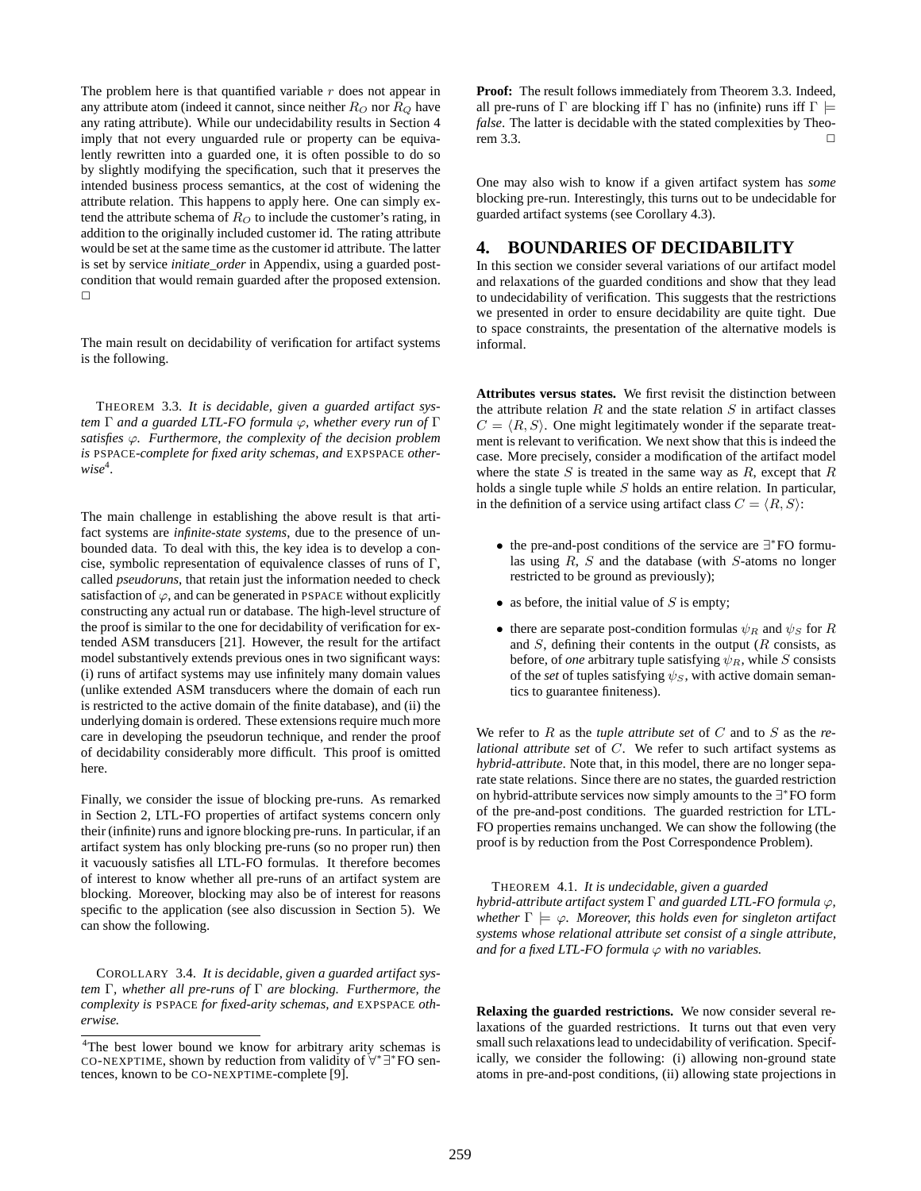The problem here is that quantified variable $r$ does not appear in any attribute atom (indeed it cannot, since neither $R_O$ nor $R_Q$ have any rating attribute). While our undecidability results in Section 4 imply that not every unguarded rule or property can be equivalently rewritten into a guarded one, it is often possible to do so by slightly modifying the specification, such that it preserves the intended business process semantics, at the cost of widening the attribute relation. This happens to apply here. One can simply extend the attribute schema of $R_O$ to include the customer's rating, in addition to the originally included customer id. The rating attribute would be set at the same time as the customer id attribute. The latter is set by service *initiate_order* in Appendix, using a guarded post-condition that would remain guarded after the proposed extension. □

The main result on decidability of verification for artifact systems is the following.

THEOREM 3.3. *It is decidable, given a guarded artifact system $\Gamma$ and a guarded LTL-FO formula $\varphi$, whether every run of $\Gamma$ satisfies $\varphi$. Furthermore, the complexity of the decision problem is* PSPACE*-complete for fixed arity schemas, and* EXPSPACE *otherwise*[4].

The main challenge in establishing the above result is that artifact systems are *infinite-state systems*, due to the presence of unbounded data. To deal with this, the key idea is to develop a concise, symbolic representation of equivalence classes of runs of $\Gamma$, called *pseudoruns*, that retain just the information needed to check satisfaction of $\varphi$, and can be generated in PSPACE without explicitly constructing any actual run or database. The high-level structure of the proof is similar to the one for decidability of verification for extended ASM transducers [21]. However, the result for the artifact model substantively extends previous ones in two significant ways: (i) runs of artifact systems may use infinitely many domain values (unlike extended ASM transducers where the domain of each run is restricted to the active domain of the finite database), and (ii) the underlying domain is ordered. These extensions require much more care in developing the pseudorun technique, and render the proof of decidability considerably more difficult. This proof is omitted here.

Finally, we consider the issue of blocking pre-runs. As remarked in Section 2, LTL-FO properties of artifact systems concern only their (infinite) runs and ignore blocking pre-runs. In particular, if an artifact system has only blocking pre-runs (so no proper run) then it vacuously satisfies all LTL-FO formulas. It therefore becomes of interest to know whether all pre-runs of an artifact system are blocking. Moreover, blocking may also be of interest for reasons specific to the application (see also discussion in Section 5). We can show the following.

COROLLARY 3.4. *It is decidable, given a guarded artifact system $\Gamma$, whether all pre-runs of $\Gamma$ are blocking. Furthermore, the complexity is* PSPACE *for fixed-arity schemas, and* EXPSPACE *otherwise.*

[4]The best lower bound we know for arbitrary arity schemas is CO-NEXPTIME, shown by reduction from validity of $\forall^*\exists^*$FO sentences, known to be CO-NEXPTIME-complete [9].

**Proof:** The result follows immediately from Theorem 3.3. Indeed, all pre-runs of $\Gamma$ are blocking iff $\Gamma$ has no (infinite) runs iff $\Gamma \models$ *false*. The latter is decidable with the stated complexities by Theorem 3.3. □

One may also wish to know if a given artifact system has *some* blocking pre-run. Interestingly, this turns out to be undecidable for guarded artifact systems (see Corollary 4.3).

# 4. BOUNDARIES OF DECIDABILITY

In this section we consider several variations of our artifact model and relaxations of the guarded conditions and show that they lead to undecidability of verification. This suggests that the restrictions we presented in order to ensure decidability are quite tight. Due to space constraints, the presentation of the alternative models is informal.

**Attributes versus states.** We first revisit the distinction between the attribute relation $R$ and the state relation $S$ in artifact classes $C = \langle R, S\rangle$. One might legitimately wonder if the separate treatment is relevant to verification. We next show that this is indeed the case. More precisely, consider a modification of the artifact model where the state $S$ is treated in the same way as $R$, except that $R$ holds a single tuple while $S$ holds an entire relation. In particular, in the definition of a service using artifact class $C = \langle R, S\rangle$:

- the pre-and-post conditions of the service are $\exists^*$FO formulas using $R$, $S$ and the database (with $S$-atoms no longer restricted to be ground as previously);
- as before, the initial value of $S$ is empty;
- there are separate post-condition formulas $\psi_R$ and $\psi_S$ for $R$ and $S$, defining their contents in the output ($R$ consists, as before, of *one* arbitrary tuple satisfying $\psi_R$, while $S$ consists of the *set* of tuples satisfying $\psi_S$, with active domain semantics to guarantee finiteness).

We refer to $R$ as the *tuple attribute set* of $C$ and to $S$ as the *relational attribute set* of $C$. We refer to such artifact systems as *hybrid-attribute*. Note that, in this model, there are no longer separate state relations. Since there are no states, the guarded restriction on hybrid-attribute services now simply amounts to the $\exists^*$FO form of the pre-and-post conditions. The guarded restriction for LTL-FO properties remains unchanged. We can show the following (the proof is by reduction from the Post Correspondence Problem).

THEOREM 4.1. *It is undecidable, given a guarded hybrid-attribute artifact system $\Gamma$ and guarded LTL-FO formula $\varphi$, whether $\Gamma \models \varphi$. Moreover, this holds even for singleton artifact systems whose relational attribute set consist of a single attribute, and for a fixed LTL-FO formula $\varphi$ with no variables.*

**Relaxing the guarded restrictions.** We now consider several relaxations of the guarded restrictions. It turns out that even very small such relaxations lead to undecidability of verification. Specifically, we consider the following: (i) allowing non-ground state atoms in pre-and-post conditions, (ii) allowing state projections in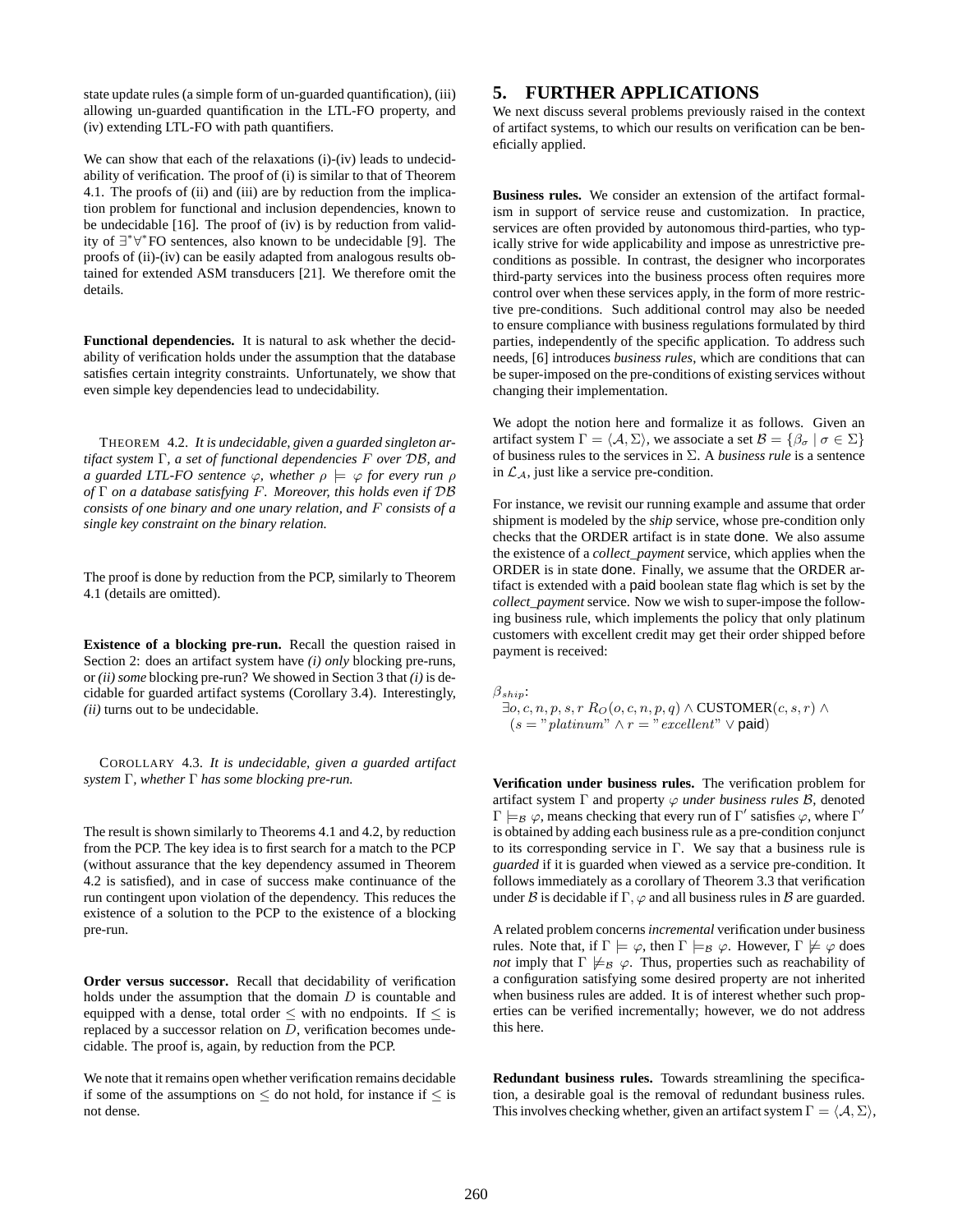state update rules (a simple form of un-guarded quantification), (iii) allowing un-guarded quantification in the LTL-FO property, and (iv) extending LTL-FO with path quantifiers.

We can show that each of the relaxations (i)-(iv) leads to undecidability of verification. The proof of (i) is similar to that of Theorem 4.1. The proofs of (ii) and (iii) are by reduction from the implication problem for functional and inclusion dependencies, known to be undecidable [16]. The proof of (iv) is by reduction from validity of $\exists^*\forall^*$FO sentences, also known to be undecidable [9]. The proofs of (ii)-(iv) can be easily adapted from analogous results obtained for extended ASM transducers [21]. We therefore omit the details.

**Functional dependencies.** It is natural to ask whether the decidability of verification holds under the assumption that the database satisfies certain integrity constraints. Unfortunately, we show that even simple key dependencies lead to undecidability.

THEOREM 4.2. *It is undecidable, given a guarded singleton artifact system $\Gamma$, a set of functional dependencies $F$ over $\mathcal{DB}$, and a guarded LTL-FO sentence $\varphi$, whether $\rho \models \varphi$ for every run $\rho$ of $\Gamma$ on a database satisfying $F$. Moreover, this holds even if $\mathcal{DB}$ consists of one binary and one unary relation, and $F$ consists of a single key constraint on the binary relation.*

The proof is done by reduction from the PCP, similarly to Theorem 4.1 (details are omitted).

**Existence of a blocking pre-run.** Recall the question raised in Section 2: does an artifact system have *(i) only* blocking pre-runs, or *(ii) some* blocking pre-run? We showed in Section 3 that *(i)* is decidable for guarded artifact systems (Corollary 3.4). Interestingly, *(ii)* turns out to be undecidable.

COROLLARY 4.3. *It is undecidable, given a guarded artifact system $\Gamma$, whether $\Gamma$ has some blocking pre-run.*

The result is shown similarly to Theorems 4.1 and 4.2, by reduction from the PCP. The key idea is to first search for a match to the PCP (without assurance that the key dependency assumed in Theorem 4.2 is satisfied), and in case of success make continuance of the run contingent upon violation of the dependency. This reduces the existence of a solution to the PCP to the existence of a blocking pre-run.

**Order versus successor.** Recall that decidability of verification holds under the assumption that the domain $D$ is countable and equipped with a dense, total order $\leq$ with no endpoints. If $\leq$ is replaced by a successor relation on $D$, verification becomes undecidable. The proof is, again, by reduction from the PCP.

We note that it remains open whether verification remains decidable if some of the assumptions on $\leq$ do not hold, for instance if $\leq$ is not dense.

# 5. FURTHER APPLICATIONS

We next discuss several problems previously raised in the context of artifact systems, to which our results on verification can be beneficially applied.

**Business rules.** We consider an extension of the artifact formalism in support of service reuse and customization. In practice, services are often provided by autonomous third-parties, who typically strive for wide applicability and impose as unrestrictive preconditions as possible. In contrast, the designer who incorporates third-party services into the business process often requires more control over when these services apply, in the form of more restrictive pre-conditions. Such additional control may also be needed to ensure compliance with business regulations formulated by third parties, independently of the specific application. To address such needs, [6] introduces *business rules*, which are conditions that can be super-imposed on the pre-conditions of existing services without changing their implementation.

We adopt the notion here and formalize it as follows. Given an artifact system $\Gamma = \langle \mathcal{A}, \Sigma \rangle$, we associate a set $\mathcal{B} = \{\beta_\sigma \mid \sigma \in \Sigma\}$ of business rules to the services in $\Sigma$. A *business rule* is a sentence in $\mathcal{L}_\mathcal{A}$, just like a service pre-condition.

For instance, we revisit our running example and assume that order shipment is modeled by the *ship* service, whose pre-condition only checks that the ORDER artifact is in state done. We also assume the existence of a *collect_payment* service, which applies when the ORDER is in state done. Finally, we assume that the ORDER artifact is extended with a paid boolean state flag which is set by the *collect_payment* service. Now we wish to super-impose the following business rule, which implements the policy that only platinum customers with excellent credit may get their order shipped before payment is received:

$\beta_{ship}$:
$\exists o, c, n, p, s, r \; R_O(o, c, n, p, q) \wedge \text{CUSTOMER}(c, s, r) \wedge (s = \text{"}platinum\text{"} \wedge r = \text{"}excellent\text{"} \vee \text{paid})$

**Verification under business rules.** The verification problem for artifact system $\Gamma$ and property $\varphi$ *under business rules* $\mathcal{B}$, denoted $\Gamma \models_\mathcal{B} \varphi$, means checking that every run of $\Gamma'$ satisfies $\varphi$, where $\Gamma'$ is obtained by adding each business rule as a pre-condition conjunct to its corresponding service in $\Gamma$. We say that a business rule is *guarded* if it is guarded when viewed as a service pre-condition. It follows immediately as a corollary of Theorem 3.3 that verification under $\mathcal{B}$ is decidable if $\Gamma, \varphi$ and all business rules in $\mathcal{B}$ are guarded.

A related problem concerns *incremental* verification under business rules. Note that, if $\Gamma \models \varphi$, then $\Gamma \models_\mathcal{B} \varphi$. However, $\Gamma \not\models \varphi$ does *not* imply that $\Gamma \not\models_\mathcal{B} \varphi$. Thus, properties such as reachability of a configuration satisfying some desired property are not inherited when business rules are added. It is of interest whether such properties can be verified incrementally; however, we do not address this here.

**Redundant business rules.** Towards streamlining the specification, a desirable goal is the removal of redundant business rules. This involves checking whether, given an artifact system $\Gamma = \langle \mathcal{A}, \Sigma \rangle$,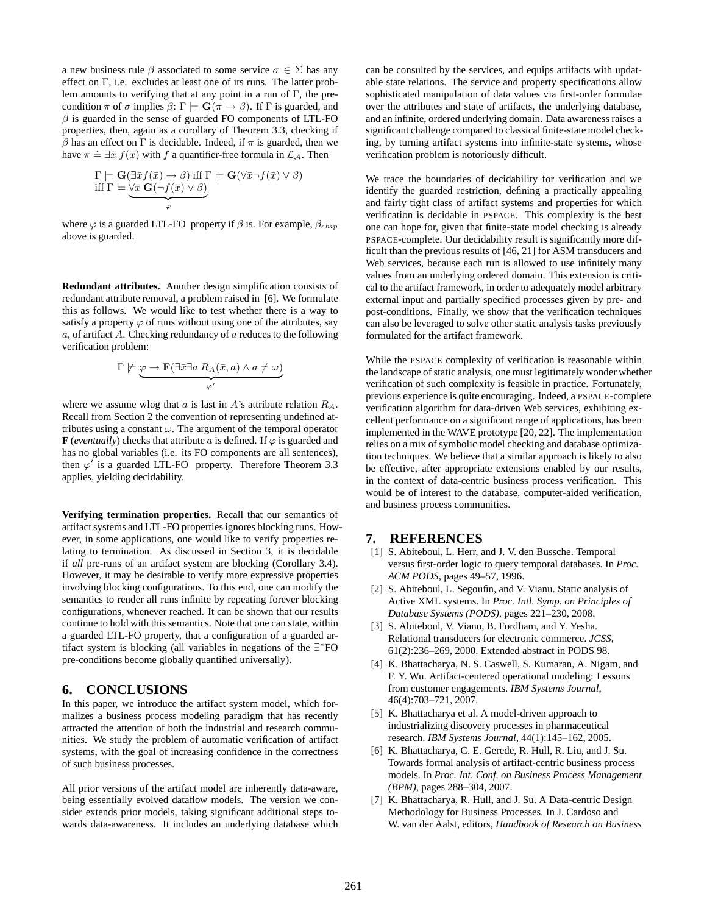a new business rule $\beta$ associated to some service $\sigma \in \Sigma$ has any effect on $\Gamma$, i.e. excludes at least one of its runs. The latter problem amounts to verifying that at any point in a run of $\Gamma$, the precondition $\pi$ of $\sigma$ implies $\beta$: $\Gamma \models \mathbf{G}(\pi \rightarrow \beta)$. If $\Gamma$ is guarded, and $\beta$ is guarded in the sense of guarded FO components of LTL-FO properties, then, again as a corollary of Theorem 3.3, checking if $\beta$ has an effect on $\Gamma$ is decidable. Indeed, if $\pi$ is guarded, then we have $\pi \doteq \exists \bar{x}\ f(\bar{x})$ with $f$ a quantifier-free formula in $\mathcal{L}_\mathcal{A}$. Then

$$\Gamma \models \mathbf{G}(\exists \bar{x} f(\bar{x}) \rightarrow \beta) \text{ iff } \Gamma \models \mathbf{G}(\forall \bar{x} \neg f(\bar{x}) \vee \beta)$$
$$\text{iff } \Gamma \models \underbrace{\forall \bar{x}\ \mathbf{G}(\neg f(\bar{x}) \vee \beta)}_{\varphi}$$

where $\varphi$ is a guarded LTL-FO property if $\beta$ is. For example, $\beta_{ship}$ above is guarded.

**Redundant attributes.** Another design simplification consists of redundant attribute removal, a problem raised in [6]. We formulate this as follows. We would like to test whether there is a way to satisfy a property $\varphi$ of runs without using one of the attributes, say $a$, of artifact $A$. Checking redundancy of $a$ reduces to the following verification problem:

$$\Gamma \not\models \underbrace{\varphi \rightarrow \mathbf{F}(\exists \bar{x} \exists a\ R_A(\bar{x}, a) \wedge a \neq \omega)}_{\varphi'}$$

where we assume wlog that $a$ is last in $A$'s attribute relation $R_A$. Recall from Section 2 the convention of representing undefined attributes using a constant $\omega$. The argument of the temporal operator **F** (*eventually*) checks that attribute $a$ is defined. If $\varphi$ is guarded and has no global variables (i.e. its FO components are all sentences), then $\varphi'$ is a guarded LTL-FO property. Therefore Theorem 3.3 applies, yielding decidability.

**Verifying termination properties.** Recall that our semantics of artifact systems and LTL-FO properties ignores blocking runs. However, in some applications, one would like to verify properties relating to termination. As discussed in Section 3, it is decidable if *all* pre-runs of an artifact system are blocking (Corollary 3.4). However, it may be desirable to verify more expressive properties involving blocking configurations. To this end, one can modify the semantics to render all runs infinite by repeating forever blocking configurations, whenever reached. It can be shown that our results continue to hold with this semantics. Note that one can state, within a guarded LTL-FO property, that a configuration of a guarded artifact system is blocking (all variables in negations of the $\exists^*$FO pre-conditions become globally quantified universally).

## 6. CONCLUSIONS

In this paper, we introduce the artifact system model, which formalizes a business process modeling paradigm that has recently attracted the attention of both the industrial and research communities. We study the problem of automatic verification of artifact systems, with the goal of increasing confidence in the correctness of such business processes.

All prior versions of the artifact model are inherently data-aware, being essentially evolved dataflow models. The version we consider extends prior models, taking significant additional steps towards data-awareness. It includes an underlying database which can be consulted by the services, and equips artifacts with updatable state relations. The service and property specifications allow sophisticated manipulation of data values via first-order formulae over the attributes and state of artifacts, the underlying database, and an infinite, ordered underlying domain. Data awareness raises a significant challenge compared to classical finite-state model checking, by turning artifact systems into infinite-state systems, whose verification problem is notoriously difficult.

We trace the boundaries of decidability for verification and we identify the guarded restriction, defining a practically appealing and fairly tight class of artifact systems and properties for which verification is decidable in PSPACE. This complexity is the best one can hope for, given that finite-state model checking is already PSPACE-complete. Our decidability result is significantly more difficult than the previous results of [46, 21] for ASM transducers and Web services, because each run is allowed to use infinitely many values from an underlying ordered domain. This extension is critical to the artifact framework, in order to adequately model arbitrary external input and partially specified processes given by pre- and post-conditions. Finally, we show that the verification techniques can also be leveraged to solve other static analysis tasks previously formulated for the artifact framework.

While the PSPACE complexity of verification is reasonable within the landscape of static analysis, one must legitimately wonder whether verification of such complexity is feasible in practice. Fortunately, previous experience is quite encouraging. Indeed, a PSPACE-complete verification algorithm for data-driven Web services, exhibiting excellent performance on a significant range of applications, has been implemented in the WAVE prototype [20, 22]. The implementation relies on a mix of symbolic model checking and database optimization techniques. We believe that a similar approach is likely to also be effective, after appropriate extensions enabled by our results, in the context of data-centric business process verification. This would be of interest to the database, computer-aided verification, and business process communities.

## 7. REFERENCES

[1] S. Abiteboul, L. Herr, and J. V. den Bussche. Temporal versus first-order logic to query temporal databases. In *Proc. ACM PODS*, pages 49–57, 1996.

[2] S. Abiteboul, L. Segoufin, and V. Vianu. Static analysis of Active XML systems. In *Proc. Intl. Symp. on Principles of Database Systems (PODS)*, pages 221–230, 2008.

[3] S. Abiteboul, V. Vianu, B. Fordham, and Y. Yesha. Relational transducers for electronic commerce. *JCSS*, 61(2):236–269, 2000. Extended abstract in PODS 98.

[4] K. Bhattacharya, N. S. Caswell, S. Kumaran, A. Nigam, and F. Y. Wu. Artifact-centered operational modeling: Lessons from customer engagements. *IBM Systems Journal*, 46(4):703–721, 2007.

[5] K. Bhattacharya et al. A model-driven approach to industrializing discovery processes in pharmaceutical research. *IBM Systems Journal*, 44(1):145–162, 2005.

[6] K. Bhattacharya, C. E. Gerede, R. Hull, R. Liu, and J. Su. Towards formal analysis of artifact-centric business process models. In *Proc. Int. Conf. on Business Process Management (BPM)*, pages 288–304, 2007.

[7] K. Bhattacharya, R. Hull, and J. Su. A Data-centric Design Methodology for Business Processes. In J. Cardoso and W. van der Aalst, editors, *Handbook of Research on Business*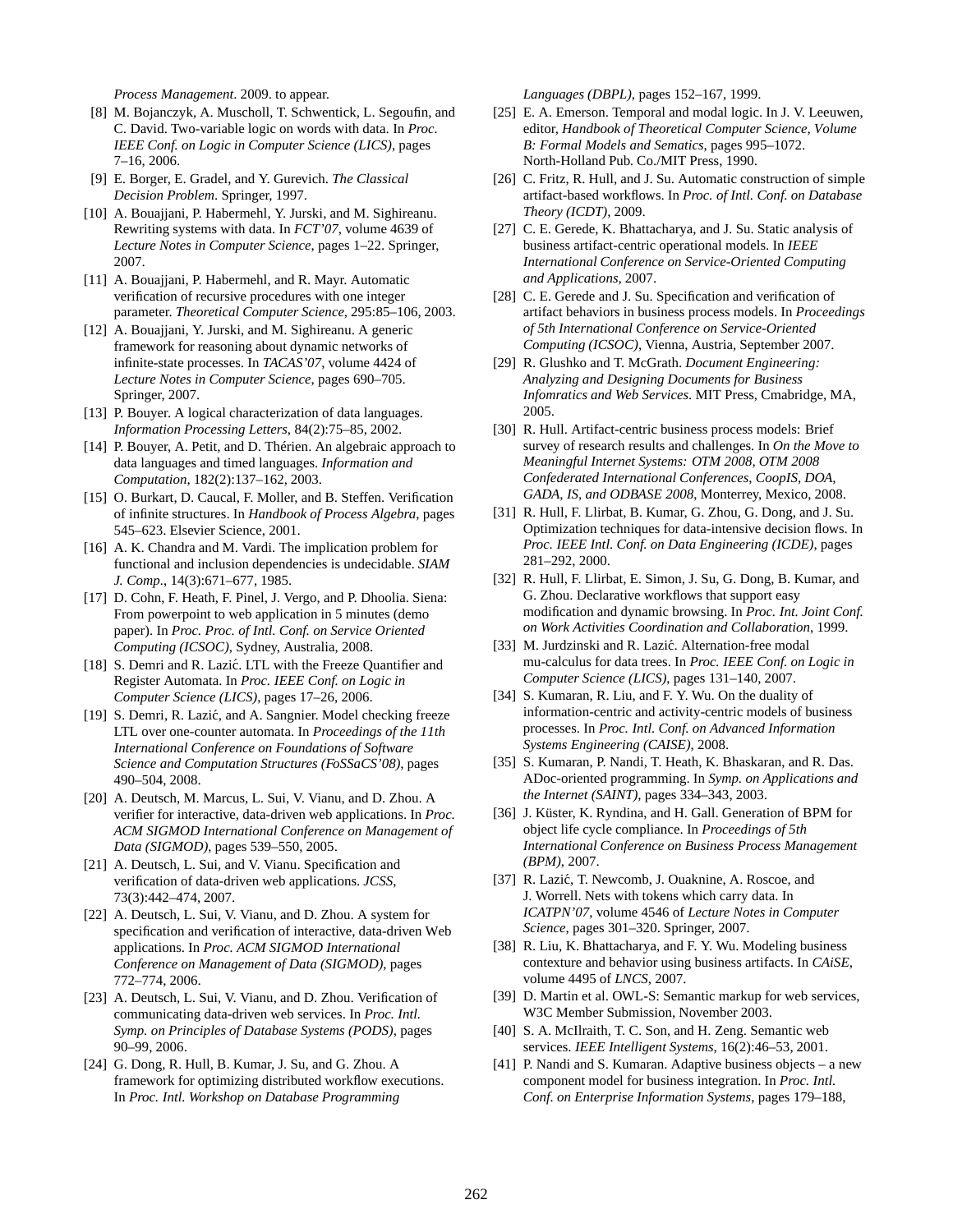*Process Management*. 2009. to appear.

[8] M. Bojanczyk, A. Muscholl, T. Schwentick, L. Segoufin, and C. David. Two-variable logic on words with data. In *Proc. IEEE Conf. on Logic in Computer Science (LICS)*, pages 7–16, 2006.

[9] E. Borger, E. Gradel, and Y. Gurevich. *The Classical Decision Problem*. Springer, 1997.

[10] A. Bouajjani, P. Habermehl, Y. Jurski, and M. Sighireanu. Rewriting systems with data. In *FCT'07*, volume 4639 of *Lecture Notes in Computer Science*, pages 1–22. Springer, 2007.

[11] A. Bouajjani, P. Habermehl, and R. Mayr. Automatic verification of recursive procedures with one integer parameter. *Theoretical Computer Science*, 295:85–106, 2003.

[12] A. Bouajjani, Y. Jurski, and M. Sighireanu. A generic framework for reasoning about dynamic networks of infinite-state processes. In *TACAS'07*, volume 4424 of *Lecture Notes in Computer Science*, pages 690–705. Springer, 2007.

[13] P. Bouyer. A logical characterization of data languages. *Information Processing Letters*, 84(2):75–85, 2002.

[14] P. Bouyer, A. Petit, and D. Thérien. An algebraic approach to data languages and timed languages. *Information and Computation*, 182(2):137–162, 2003.

[15] O. Burkart, D. Caucal, F. Moller, and B. Steffen. Verification of infinite structures. In *Handbook of Process Algebra*, pages 545–623. Elsevier Science, 2001.

[16] A. K. Chandra and M. Vardi. The implication problem for functional and inclusion dependencies is undecidable. *SIAM J. Comp.*, 14(3):671–677, 1985.

[17] D. Cohn, F. Heath, F. Pinel, J. Vergo, and P. Dhoolia. Siena: From powerpoint to web application in 5 minutes (demo paper). In *Proc. Proc. of Intl. Conf. on Service Oriented Computing (ICSOC)*, Sydney, Australia, 2008.

[18] S. Demri and R. Lazić. LTL with the Freeze Quantifier and Register Automata. In *Proc. IEEE Conf. on Logic in Computer Science (LICS)*, pages 17–26, 2006.

[19] S. Demri, R. Lazić, and A. Sangnier. Model checking freeze LTL over one-counter automata. In *Proceedings of the 11th International Conference on Foundations of Software Science and Computation Structures (FoSSaCS'08)*, pages 490–504, 2008.

[20] A. Deutsch, M. Marcus, L. Sui, V. Vianu, and D. Zhou. A verifier for interactive, data-driven web applications. In *Proc. ACM SIGMOD International Conference on Management of Data (SIGMOD)*, pages 539–550, 2005.

[21] A. Deutsch, L. Sui, and V. Vianu. Specification and verification of data-driven web applications. *JCSS*, 73(3):442–474, 2007.

[22] A. Deutsch, L. Sui, V. Vianu, and D. Zhou. A system for specification and verification of interactive, data-driven Web applications. In *Proc. ACM SIGMOD International Conference on Management of Data (SIGMOD)*, pages 772–774, 2006.

[23] A. Deutsch, L. Sui, V. Vianu, and D. Zhou. Verification of communicating data-driven web services. In *Proc. Intl. Symp. on Principles of Database Systems (PODS)*, pages 90–99, 2006.

[24] G. Dong, R. Hull, B. Kumar, J. Su, and G. Zhou. A framework for optimizing distributed workflow executions. In *Proc. Intl. Workshop on Database Programming Languages (DBPL)*, pages 152–167, 1999.

[25] E. A. Emerson. Temporal and modal logic. In J. V. Leeuwen, editor, *Handbook of Theoretical Computer Science, Volume B: Formal Models and Sematics*, pages 995–1072. North-Holland Pub. Co./MIT Press, 1990.

[26] C. Fritz, R. Hull, and J. Su. Automatic construction of simple artifact-based workflows. In *Proc. of Intl. Conf. on Database Theory (ICDT)*, 2009.

[27] C. E. Gerede, K. Bhattacharya, and J. Su. Static analysis of business artifact-centric operational models. In *IEEE International Conference on Service-Oriented Computing and Applications*, 2007.

[28] C. E. Gerede and J. Su. Specification and verification of artifact behaviors in business process models. In *Proceedings of 5th International Conference on Service-Oriented Computing (ICSOC)*, Vienna, Austria, September 2007.

[29] R. Glushko and T. McGrath. *Document Engineering: Analyzing and Designing Documents for Business Infomratics and Web Services*. MIT Press, Cmabridge, MA, 2005.

[30] R. Hull. Artifact-centric business process models: Brief survey of research results and challenges. In *On the Move to Meaningful Internet Systems: OTM 2008, OTM 2008 Confederated International Conferences, CoopIS, DOA, GADA, IS, and ODBASE 2008*, Monterrey, Mexico, 2008.

[31] R. Hull, F. Llirbat, B. Kumar, G. Zhou, G. Dong, and J. Su. Optimization techniques for data-intensive decision flows. In *Proc. IEEE Intl. Conf. on Data Engineering (ICDE)*, pages 281–292, 2000.

[32] R. Hull, F. Llirbat, E. Simon, J. Su, G. Dong, B. Kumar, and G. Zhou. Declarative workflows that support easy modification and dynamic browsing. In *Proc. Int. Joint Conf. on Work Activities Coordination and Collaboration*, 1999.

[33] M. Jurdzinski and R. Lazić. Alternation-free modal mu-calculus for data trees. In *Proc. IEEE Conf. on Logic in Computer Science (LICS)*, pages 131–140, 2007.

[34] S. Kumaran, R. Liu, and F. Y. Wu. On the duality of information-centric and activity-centric models of business processes. In *Proc. Intl. Conf. on Advanced Information Systems Engineering (CAISE)*, 2008.

[35] S. Kumaran, P. Nandi, T. Heath, K. Bhaskaran, and R. Das. ADoc-oriented programming. In *Symp. on Applications and the Internet (SAINT)*, pages 334–343, 2003.

[36] J. Küster, K. Ryndina, and H. Gall. Generation of BPM for object life cycle compliance. In *Proceedings of 5th International Conference on Business Process Management (BPM)*, 2007.

[37] R. Lazić, T. Newcomb, J. Ouaknine, A. Roscoe, and J. Worrell. Nets with tokens which carry data. In *ICATPN'07*, volume 4546 of *Lecture Notes in Computer Science*, pages 301–320. Springer, 2007.

[38] R. Liu, K. Bhattacharya, and F. Y. Wu. Modeling business contexture and behavior using business artifacts. In *CAiSE*, volume 4495 of *LNCS*, 2007.

[39] D. Martin et al. OWL-S: Semantic markup for web services, W3C Member Submission, November 2003.

[40] S. A. McIlraith, T. C. Son, and H. Zeng. Semantic web services. *IEEE Intelligent Systems*, 16(2):46–53, 2001.

[41] P. Nandi and S. Kumaran. Adaptive business objects – a new component model for business integration. In *Proc. Intl. Conf. on Enterprise Information Systems*, pages 179–188,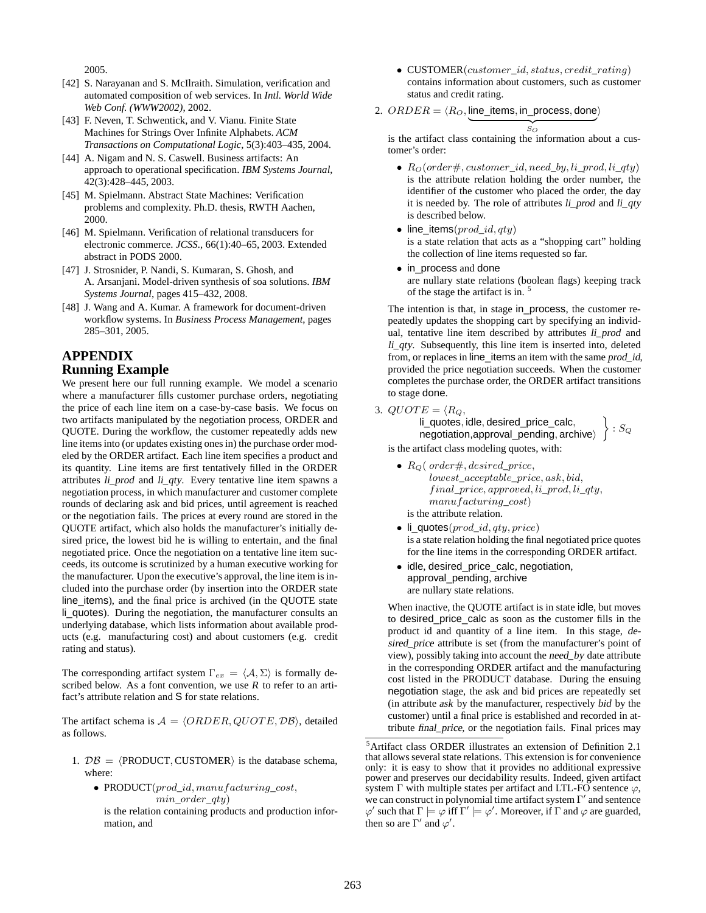2005.

[42] S. Narayanan and S. McIlraith. Simulation, verification and automated composition of web services. In *Intl. World Wide Web Conf. (WWW2002)*, 2002.

[43] F. Neven, T. Schwentick, and V. Vianu. Finite State Machines for Strings Over Infinite Alphabets. *ACM Transactions on Computational Logic*, 5(3):403–435, 2004.

[44] A. Nigam and N. S. Caswell. Business artifacts: An approach to operational specification. *IBM Systems Journal*, 42(3):428–445, 2003.

[45] M. Spielmann. Abstract State Machines: Verification problems and complexity. Ph.D. thesis, RWTH Aachen, 2000.

[46] M. Spielmann. Verification of relational transducers for electronic commerce. *JCSS.*, 66(1):40–65, 2003. Extended abstract in PODS 2000.

[47] J. Strosnider, P. Nandi, S. Kumaran, S. Ghosh, and A. Arsanjani. Model-driven synthesis of soa solutions. *IBM Systems Journal*, pages 415–432, 2008.

[48] J. Wang and A. Kumar. A framework for document-driven workflow systems. In *Business Process Management*, pages 285–301, 2005.

# APPENDIX

## Running Example

We present here our full running example. We model a scenario where a manufacturer fills customer purchase orders, negotiating the price of each line item on a case-by-case basis. We focus on two artifacts manipulated by the negotiation process, ORDER and QUOTE. During the workflow, the customer repeatedly adds new line items into (or updates existing ones in) the purchase order modeled by the ORDER artifact. Each line item specifies a product and its quantity. Line items are first tentatively filled in the ORDER attributes *li_prod* and *li_qty*. Every tentative line item spawns a negotiation process, in which manufacturer and customer complete rounds of declaring ask and bid prices, until agreement is reached or the negotiation fails. The prices at every round are stored in the QUOTE artifact, which also holds the manufacturer's initially desired price, the lowest bid he is willing to entertain, and the final negotiated price. Once the negotiation on a tentative line item succeeds, its outcome is scrutinized by a human executive working for the manufacturer. Upon the executive's approval, the line item is included into the purchase order (by insertion into the ORDER state line_items), and the final price is archived (in the QUOTE state li_quotes). During the negotiation, the manufacturer consults an underlying database, which lists information about available products (e.g. manufacturing cost) and about customers (e.g. credit rating and status).

The corresponding artifact system $\Gamma_{ex} = \langle \mathcal{A}, \Sigma \rangle$ is formally described below. As a font convention, we use *R* to refer to an artifact's attribute relation and S for state relations.

The artifact schema is $\mathcal{A} = \langle ORDER, QUOTE, \mathcal{DB} \rangle$, detailed as follows.

1. $\mathcal{DB} = \langle$PRODUCT, CUSTOMER$\rangle$ is the database schema, where:
   - PRODUCT$(prod\_id, manufacturing\_cost, min\_order\_qty)$ is the relation containing products and production information, and
   - CUSTOMER$(customer\_id, status, credit\_rating)$ contains information about customers, such as customer status and credit rating.

2. $ORDER = \langle R_O, \underbrace{\text{line\_items}, \text{in\_process}, \text{done}}_{S_O} \rangle$ is the artifact class containing the information about a customer's order:
   - $R_O(order\#, customer\_id, need\_by, li\_prod, li\_qty)$ is the attribute relation holding the order number, the identifier of the customer who placed the order, the day it is needed by. The role of attributes *li_prod* and *li_qty* is described below.
   - line_items$(prod\_id, qty)$ is a state relation that acts as a "shopping cart" holding the collection of line items requested so far.
   - in_process and done are nullary state relations (boolean flags) keeping track of the stage the artifact is in. [5]

   The intention is that, in stage in_process, the customer repeatedly updates the shopping cart by specifying an individual, tentative line item described by attributes *li_prod* and *li_qty*. Subsequently, this line item is inserted into, deleted from, or replaces in line_items an item with the same *prod_id*, provided the price negotiation succeeds. When the customer completes the purchase order, the ORDER artifact transitions to stage done.

3. $QUOTE = \langle R_Q,$ li_quotes, idle, desired_price_calc, negotiation, approval_pending, archive$\rangle$ $\} : S_Q$ is the artifact class modeling quotes, with:
   - $R_Q(order\#, desired\_price, lowest\_acceptable\_price, ask, bid, final\_price, approved, li\_prod, li\_qty, manufacturing\_cost)$ is the attribute relation.
   - li_quotes$(prod\_id, qty, price)$ is a state relation holding the final negotiated price quotes for the line items in the corresponding ORDER artifact.
   - idle, desired_price_calc, negotiation, approval_pending, archive are nullary state relations.

   When inactive, the QUOTE artifact is in state idle, but moves to desired_price_calc as soon as the customer fills in the product id and quantity of a line item. In this stage, *desired_price* attribute is set (from the manufacturer's point of view), possibly taking into account the *need_by* date attribute in the corresponding ORDER artifact and the manufacturing cost listed in the PRODUCT database. During the ensuing negotiation stage, the ask and bid prices are repeatedly set (in attribute *ask* by the manufacturer, respectively *bid* by the customer) until a final price is established and recorded in attribute *final_price*, or the negotiation fails. Final prices may

[5] Artifact class ORDER illustrates an extension of Definition 2.1 that allows several state relations. This extension is for convenience only: it is easy to show that it provides no additional expressive power and preserves our decidability results. Indeed, given artifact system $\Gamma$ with multiple states per artifact and LTL-FO sentence $\varphi$, we can construct in polynomial time artifact system $\Gamma'$ and sentence $\varphi'$ such that $\Gamma \models \varphi$ iff $\Gamma' \models \varphi'$. Moreover, if $\Gamma$ and $\varphi$ are guarded, then so are $\Gamma'$ and $\varphi'$.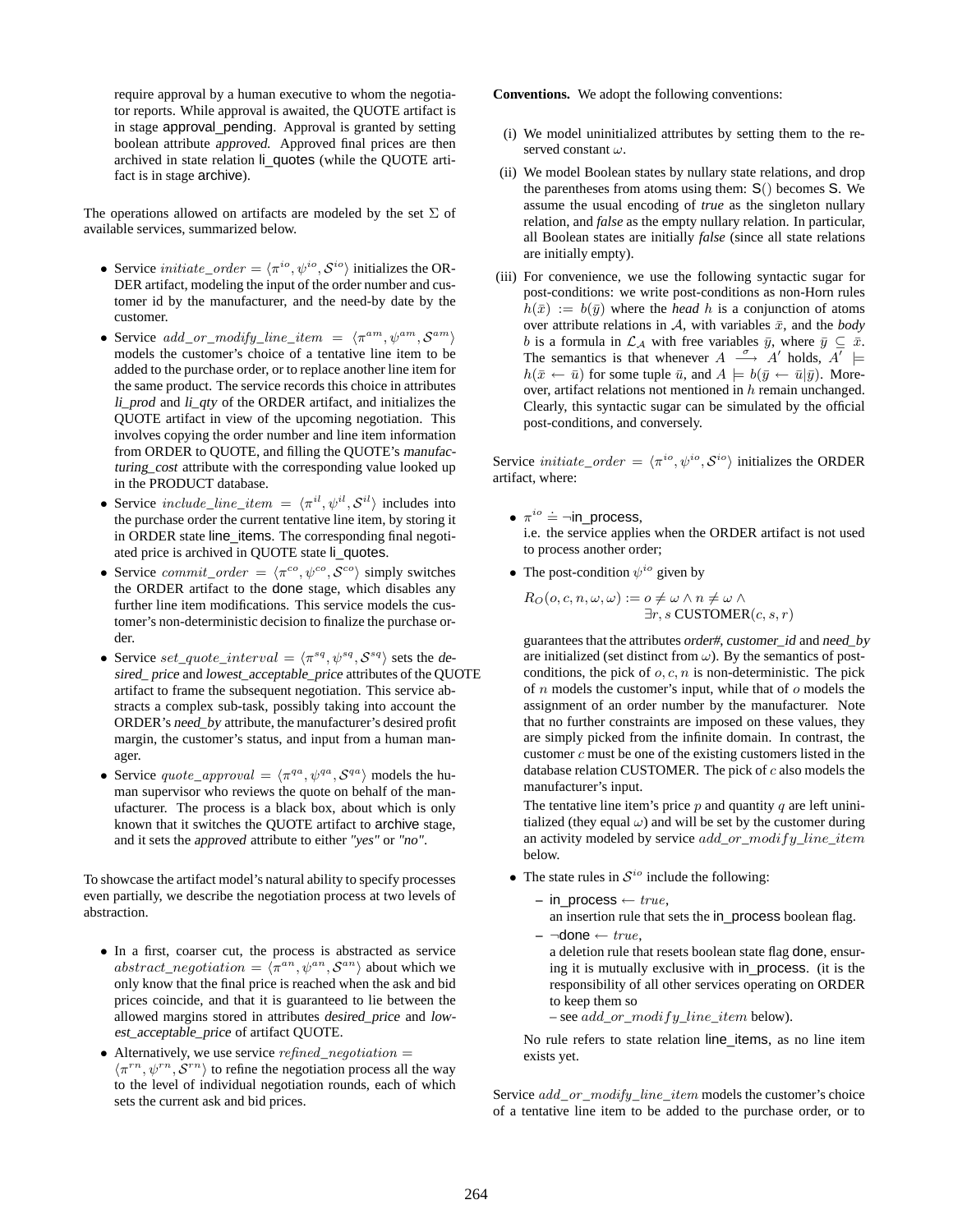require approval by a human executive to whom the negotiator reports. While approval is awaited, the QUOTE artifact is in stage approval_pending. Approval is granted by setting boolean attribute *approved*. Approved final prices are then archived in state relation li_quotes (while the QUOTE artifact is in stage archive).

The operations allowed on artifacts are modeled by the set $\Sigma$ of available services, summarized below.

- Service $initiate\_order = \langle \pi^{io}, \psi^{io}, \mathcal{S}^{io} \rangle$ initializes the ORDER artifact, modeling the input of the order number and customer id by the manufacturer, and the need-by date by the customer.
- Service $add\_or\_modify\_line\_item = \langle \pi^{am}, \psi^{am}, \mathcal{S}^{am} \rangle$ models the customer's choice of a tentative line item to be added to the purchase order, or to replace another line item for the same product. The service records this choice in attributes *li_prod* and *li_qty* of the ORDER artifact, and initializes the QUOTE artifact in view of the upcoming negotiation. This involves copying the order number and line item information from ORDER to QUOTE, and filling the QUOTE's *manufacturing_cost* attribute with the corresponding value looked up in the PRODUCT database.
- Service $include\_line\_item = \langle \pi^{il}, \psi^{il}, \mathcal{S}^{il} \rangle$ includes into the purchase order the current tentative line item, by storing it in ORDER state line_items. The corresponding final negotiated price is archived in QUOTE state li_quotes.
- Service $commit\_order = \langle \pi^{co}, \psi^{co}, \mathcal{S}^{co} \rangle$ simply switches the ORDER artifact to the done stage, which disables any further line item modifications. This service models the customer's non-deterministic decision to finalize the purchase order.
- Service $set\_quote\_interval = \langle \pi^{sq}, \psi^{sq}, \mathcal{S}^{sq} \rangle$ sets the *desired_ price* and *lowest_acceptable_price* attributes of the QUOTE artifact to frame the subsequent negotiation. This service abstracts a complex sub-task, possibly taking into account the ORDER's *need_by* attribute, the manufacturer's desired profit margin, the customer's status, and input from a human manager.
- Service $quote\_approval = \langle \pi^{qa}, \psi^{qa}, \mathcal{S}^{qa} \rangle$ models the human supervisor who reviews the quote on behalf of the manufacturer. The process is a black box, about which is only known that it switches the QUOTE artifact to archive stage, and it sets the *approved* attribute to either *"yes"* or *"no"*.

To showcase the artifact model's natural ability to specify processes even partially, we describe the negotiation process at two levels of abstraction.

- In a first, coarser cut, the process is abstracted as service $abstract\_negotiation = \langle \pi^{an}, \psi^{an}, \mathcal{S}^{an} \rangle$ about which we only know that the final price is reached when the ask and bid prices coincide, and that it is guaranteed to lie between the allowed margins stored in attributes *desired_price* and *lowest_acceptable_price* of artifact QUOTE.
- Alternatively, we use service $refined\_negotiation = \langle \pi^{rn}, \psi^{rn}, \mathcal{S}^{rn} \rangle$ to refine the negotiation process all the way to the level of individual negotiation rounds, each of which sets the current ask and bid prices.

**Conventions.** We adopt the following conventions:

(i) We model uninitialized attributes by setting them to the reserved constant $\omega$.

(ii) We model Boolean states by nullary state relations, and drop the parentheses from atoms using them: S() becomes S. We assume the usual encoding of *true* as the singleton nullary relation, and *false* as the empty nullary relation. In particular, all Boolean states are initially *false* (since all state relations are initially empty).

(iii) For convenience, we use the following syntactic sugar for post-conditions: we write post-conditions as non-Horn rules $h(\bar{x}) := b(\bar{y})$ where the *head* $h$ is a conjunction of atoms over attribute relations in $\mathcal{A}$, with variables $\bar{x}$, and the *body* $b$ is a formula in $\mathcal{L}_{\mathcal{A}}$ with free variables $\bar{y}$, where $\bar{y} \subseteq \bar{x}$. The semantics is that whenever $A \xrightarrow{\sigma} A'$ holds, $A' \models h(\bar{x} \leftarrow \bar{u})$ for some tuple $\bar{u}$, and $A \models b(\bar{y} \leftarrow \bar{u}|\bar{y})$. Moreover, artifact relations not mentioned in $h$ remain unchanged. Clearly, this syntactic sugar can be simulated by the official post-conditions, and conversely.

Service $initiate\_order = \langle \pi^{io}, \psi^{io}, \mathcal{S}^{io} \rangle$ initializes the ORDER artifact, where:

- $\pi^{io} \doteq \neg$in_process,
  i.e. the service applies when the ORDER artifact is not used to process another order;
- The post-condition $\psi^{io}$ given by

  $$R_O(o, c, n, \omega, \omega) := o \neq \omega \wedge n \neq \omega \wedge \exists r, s \text{ CUSTOMER}(c, s, r)$$

  guarantees that the attributes *order#*, *customer_id* and *need_by* are initialized (set distinct from $\omega$). By the semantics of post-conditions, the pick of $o, c, n$ is non-deterministic. The pick of $n$ models the customer's input, while that of $o$ models the assignment of an order number by the manufacturer. Note that no further constraints are imposed on these values, they are simply picked from the infinite domain. In contrast, the customer $c$ must be one of the existing customers listed in the database relation CUSTOMER. The pick of $c$ also models the manufacturer's input.

  The tentative line item's price $p$ and quantity $q$ are left uninitialized (they equal $\omega$) and will be set by the customer during an activity modeled by service $add\_or\_modify\_line\_item$ below.
- The state rules in $\mathcal{S}^{io}$ include the following:
  - in_process $\leftarrow true$,
    an insertion rule that sets the in_process boolean flag.
  - $\neg$done $\leftarrow true$,
    a deletion rule that resets boolean state flag done, ensuring it is mutually exclusive with in_process. (it is the responsibility of all other services operating on ORDER to keep them so
    – see $add\_or\_modify\_line\_item$ below).

  No rule refers to state relation line_items, as no line item exists yet.

Service $add\_or\_modify\_line\_item$ models the customer's choice of a tentative line item to be added to the purchase order, or to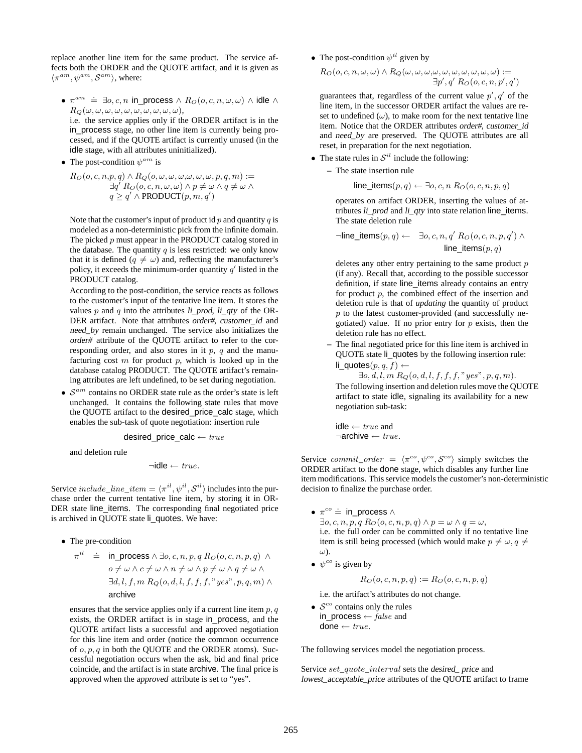replace another line item for the same product. The service affects both the ORDER and the QUOTE artifact, and it is given as $\langle \pi^{am}, \psi^{am}, \mathcal{S}^{am} \rangle$, where:

- $\pi^{am} \doteq \exists o, c, n$ $\mathsf{in\_process} \wedge R_O(o, c, n, \omega, \omega) \wedge \mathsf{idle} \wedge R_Q(\omega, \omega, \omega, \omega, \omega, \omega, \omega, \omega, \omega, \omega)$,
  i.e. the service applies only if the ORDER artifact is in the in_process stage, no other line item is currently being processed, and if the QUOTE artifact is currently unused (in the idle stage, with all attributes uninitialized).
- The post-condition $\psi^{am}$ is

  $$R_O(o, c, n, p, q) \wedge R_Q(o, \omega, \omega, \omega, \omega, \omega, \omega, p, q, m) := \exists q' \; R_O(o, c, n, \omega, \omega) \wedge p \neq \omega \wedge q \neq \omega \wedge q \geq q' \wedge \text{PRODUCT}(p, m, q')$$

  Note that the customer's input of product id $p$ and quantity $q$ is modeled as a non-deterministic pick from the infinite domain. The picked $p$ must appear in the PRODUCT catalog stored in the database. The quantity $q$ is less restricted: we only know that it is defined ($q \neq \omega$) and, reflecting the manufacturer's policy, it exceeds the minimum-order quantity $q'$ listed in the PRODUCT catalog.

  According to the post-condition, the service reacts as follows to the customer's input of the tentative line item. It stores the values $p$ and $q$ into the attributes *li_prod*, *li_qty* of the ORDER artifact. Note that attributes *order#*, *customer_id* and *need_by* remain unchanged. The service also initializes the *order#* attribute of the QUOTE artifact to refer to the corresponding order, and also stores in it $p$, $q$ and the manufacturing cost $m$ for product $p$, which is looked up in the database catalog PRODUCT. The QUOTE artifact's remaining attributes are left undefined, to be set during negotiation.
- $\mathcal{S}^{am}$ contains no ORDER state rule as the order's state is left unchanged. It contains the following state rules that move the QUOTE artifact to the desired_price_calc stage, which enables the sub-task of quote negotiation: insertion rule

  $$\mathsf{desired\_price\_calc} \leftarrow true$$

  and deletion rule

  $$\neg\mathsf{idle} \leftarrow true.$$

Service $include\_line\_item = \langle \pi^{il}, \psi^{il}, \mathcal{S}^{il} \rangle$ includes into the purchase order the current tentative line item, by storing it in ORDER state line_items. The corresponding final negotiated price is archived in QUOTE state li_quotes. We have:

- The pre-condition

  $$\begin{aligned} \pi^{il} \doteq \;& \mathsf{in\_process} \wedge \exists o, c, n, p, q \; R_O(o, c, n, p, q) \; \wedge \\ & o \neq \omega \wedge c \neq \omega \wedge n \neq \omega \wedge p \neq \omega \wedge q \neq \omega \; \wedge \\ & \exists d, l, f, m \; R_Q(o, d, l, f, f, f, \text{"}yes\text{"}, p, q, m) \; \wedge \\ & \mathsf{archive} \end{aligned}$$

  ensures that the service applies only if a current line item $p, q$ exists, the ORDER artifact is in stage in_process, and the QUOTE artifact lists a successful and approved negotiation for this line item and order (notice the common occurrence of $o, p, q$ in both the QUOTE and the ORDER atoms). Successful negotiation occurs when the ask, bid and final price coincide, and the artifact is in state archive. The final price is approved when the *approved* attribute is set to "yes".

- The post-condition $\psi^{il}$ given by

  $$R_O(o, c, n, \omega, \omega) \wedge R_Q(\omega, \omega, \omega, \omega, \omega, \omega, \omega, \omega, \omega, \omega) := \exists p', q' \; R_O(o, c, n, p', q')$$

  guarantees that, regardless of the current value $p', q'$ of the line item, in the successor ORDER artifact the values are reset to undefined ($\omega$), to make room for the next tentative line item. Notice that the ORDER attributes *order#*, *customer_id* and *need_by* are preserved. The QUOTE attributes are all reset, in preparation for the next negotiation.
- The state rules in $\mathcal{S}^{il}$ include the following:
  - The state insertion rule

    $$\mathsf{line\_items}(p, q) \leftarrow \exists o, c, n \; R_O(o, c, n, p, q)$$

    operates on artifact ORDER, inserting the values of attributes *li_prod* and *li_qty* into state relation line_items. The state deletion rule

    $$\neg\mathsf{line\_items}(p, q) \leftarrow \exists o, c, n, q' \; R_O(o, c, n, p, q') \wedge \mathsf{line\_items}(p, q)$$

    deletes any other entry pertaining to the same product $p$ (if any). Recall that, according to the possible successor definition, if state line_items already contains an entry for product $p$, the combined effect of the insertion and deletion rule is that of *updating* the quantity of product $p$ to the latest customer-provided (and successfully negotiated) value. If no prior entry for $p$ exists, then the deletion rule has no effect.
  - The final negotiated price for this line item is archived in QUOTE state li_quotes by the following insertion rule:
    $\mathsf{li\_quotes}(p, q, f) \leftarrow$
    $\exists o, d, l, m \; R_Q(o, d, l, f, f, f, \text{"}yes\text{"}, p, q, m).$
    The following insertion and deletion rules move the QUOTE artifact to state idle, signaling its availability for a new negotiation sub-task:

    $\mathsf{idle} \leftarrow true$ and
    $\neg\mathsf{archive} \leftarrow true.$

Service $commit\_order = \langle \pi^{co}, \psi^{co}, \mathcal{S}^{co} \rangle$ simply switches the ORDER artifact to the done stage, which disables any further line item modifications. This service models the customer's non-deterministic decision to finalize the purchase order.

- $\pi^{co} \doteq \mathsf{in\_process} \wedge$
  $\exists o, c, n, p, q \; R_O(o, c, n, p, q) \wedge p = \omega \wedge q = \omega,$
  i.e. the full order can be committed only if no tentative line item is still being processed (which would make $p \neq \omega, q \neq \omega$).
- $\psi^{co}$ is given by

  $$R_O(o, c, n, p, q) := R_O(o, c, n, p, q)$$

  i.e. the artifact's attributes do not change.
- $\mathcal{S}^{co}$ contains only the rules
  $\mathsf{in\_process} \leftarrow false$ and
  $\mathsf{done} \leftarrow true.$

The following services model the negotiation process.

Service $set\_quote\_interval$ sets the *desired_ price* and *lowest_acceptable_price* attributes of the QUOTE artifact to frame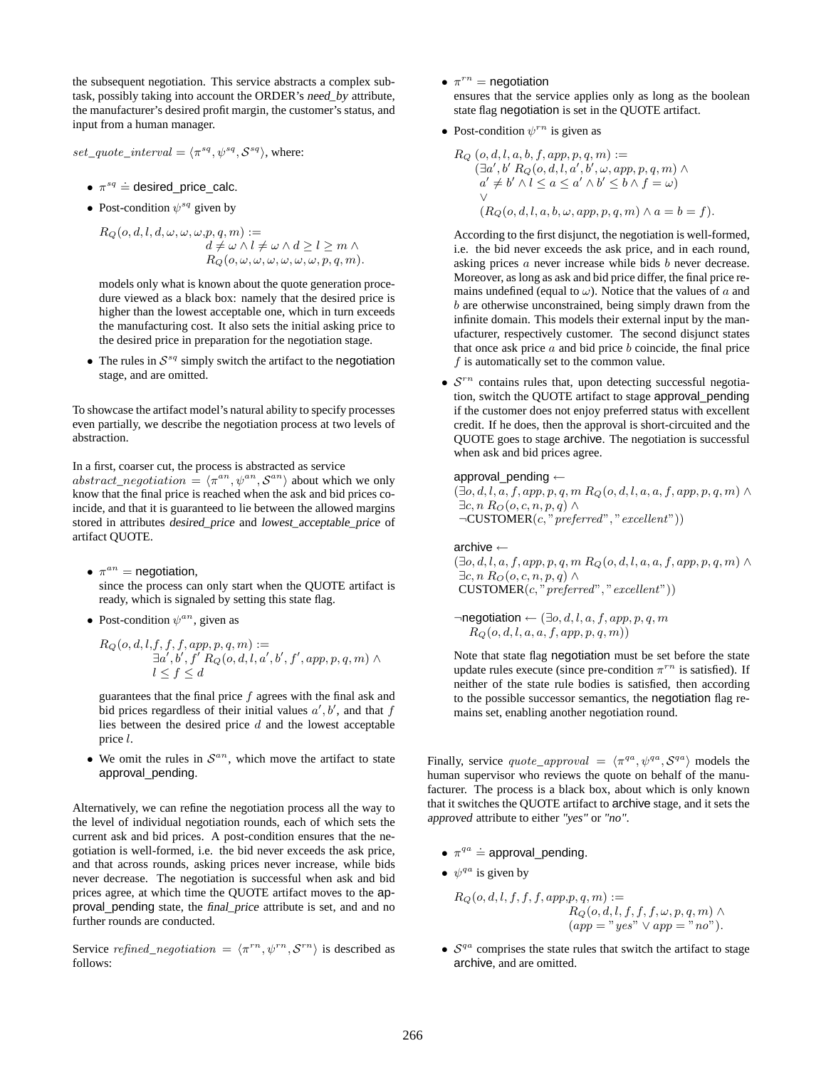the subsequent negotiation. This service abstracts a complex subtask, possibly taking into account the ORDER's *need_by* attribute, the manufacturer's desired profit margin, the customer's status, and input from a human manager.

$set\_quote\_interval = \langle \pi^{sq}, \psi^{sq}, \mathcal{S}^{sq} \rangle$, where:

- $\pi^{sq} \doteq$ desired_price_calc.
- Post-condition $\psi^{sq}$ given by

$$
\begin{aligned}
R_Q(o, d, l, d, \omega, \omega, \omega, p, q, m) :=& \\
& d \neq \omega \wedge l \neq \omega \wedge d \geq l \geq m \wedge \\
& R_Q(o, \omega, \omega, \omega, \omega, \omega, \omega, p, q, m).
\end{aligned}
$$

  models only what is known about the quote generation procedure viewed as a black box: namely that the desired price is higher than the lowest acceptable one, which in turn exceeds the manufacturing cost. It also sets the initial asking price to the desired price in preparation for the negotiation stage.

- The rules in $\mathcal{S}^{sq}$ simply switch the artifact to the negotiation stage, and are omitted.

To showcase the artifact model's natural ability to specify processes even partially, we describe the negotiation process at two levels of abstraction.

In a first, coarser cut, the process is abstracted as service $abstract\_negotiation = \langle \pi^{an}, \psi^{an}, \mathcal{S}^{an} \rangle$ about which we only know that the final price is reached when the ask and bid prices coincide, and that it is guaranteed to lie between the allowed margins stored in attributes *desired_price* and *lowest_acceptable_price* of artifact QUOTE.

- $\pi^{an} =$ negotiation,
  since the process can only start when the QUOTE artifact is ready, which is signaled by setting this state flag.
- Post-condition $\psi^{an}$, given as

$$
\begin{aligned}
R_Q(o, d, l, f, f, f, app, p, q, m) :=& \\
& \exists a', b', f' \; R_Q(o, d, l, a', b', f', app, p, q, m) \wedge \\
& l \leq f \leq d
\end{aligned}
$$

  guarantees that the final price $f$ agrees with the final ask and bid prices regardless of their initial values $a', b'$, and that $f$ lies between the desired price $d$ and the lowest acceptable price $l$.

- We omit the rules in $\mathcal{S}^{an}$, which move the artifact to state approval_pending.

Alternatively, we can refine the negotiation process all the way to the level of individual negotiation rounds, each of which sets the current ask and bid prices. A post-condition ensures that the negotiation is well-formed, i.e. the bid never exceeds the ask price, and that across rounds, asking prices never increase, while bids never decrease. The negotiation is successful when ask and bid prices agree, at which time the QUOTE artifact moves to the approval_pending state, the *final_price* attribute is set, and and no further rounds are conducted.

Service $refined\_negotiation = \langle \pi^{rn}, \psi^{rn}, \mathcal{S}^{rn} \rangle$ is described as follows:

- $\pi^{rn} =$ negotiation
  ensures that the service applies only as long as the boolean state flag negotiation is set in the QUOTE artifact.
- Post-condition $\psi^{rn}$ is given as

$$
\begin{aligned}
& R_Q\,(o, d, l, a, b, f, app, p, q, m) := \\
& \quad (\exists a', b' \; R_Q(o, d, l, a', b', \omega, app, p, q, m) \wedge \\
& \quad\; a' \neq b' \wedge l \leq a \leq a' \wedge b' \leq b \wedge f = \omega) \\
& \quad \vee \\
& \quad (R_Q(o, d, l, a, b, \omega, app, p, q, m) \wedge a = b = f).
\end{aligned}
$$

  According to the first disjunct, the negotiation is well-formed, i.e. the bid never exceeds the ask price, and in each round, asking prices $a$ never increase while bids $b$ never decrease. Moreover, as long as ask and bid price differ, the final price remains undefined (equal to $\omega$). Notice that the values of $a$ and $b$ are otherwise unconstrained, being simply drawn from the infinite domain. This models their external input by the manufacturer, respectively customer. The second disjunct states that once ask price $a$ and bid price $b$ coincide, the final price $f$ is automatically set to the common value.

- $\mathcal{S}^{rn}$ contains rules that, upon detecting successful negotiation, switch the QUOTE artifact to stage approval_pending if the customer does not enjoy preferred status with excellent credit. If he does, then the approval is short-circuited and the QUOTE goes to stage archive. The negotiation is successful when ask and bid prices agree.

  approval_pending $\leftarrow$
  $(\exists o, d, l, a, f, app, p, q, m \; R_Q(o, d, l, a, a, f, app, p, q, m) \wedge$
  $\exists c, n \; R_O(o, c, n, p, q) \wedge$
  $\neg\text{CUSTOMER}(c, "preferred", "excellent"))$

  archive $\leftarrow$
  $(\exists o, d, l, a, f, app, p, q, m \; R_Q(o, d, l, a, a, f, app, p, q, m) \wedge$
  $\exists c, n \; R_O(o, c, n, p, q) \wedge$
  $\text{CUSTOMER}(c, "preferred", "excellent"))$

  $\neg$negotiation $\leftarrow (\exists o, d, l, a, f, app, p, q, m$
  $R_Q(o, d, l, a, a, f, app, p, q, m))$

  Note that state flag negotiation must be set before the state update rules execute (since pre-condition $\pi^{rn}$ is satisfied). If neither of the state rule bodies is satisfied, then according to the possible successor semantics, the negotiation flag remains set, enabling another negotiation round.

Finally, service $quote\_approval = \langle \pi^{qa}, \psi^{qa}, \mathcal{S}^{qa} \rangle$ models the human supervisor who reviews the quote on behalf of the manufacturer. The process is a black box, about which is only known that it switches the QUOTE artifact to archive stage, and it sets the *approved* attribute to either *"yes"* or *"no"*.

- $\pi^{qa} \doteq$ approval_pending.
- $\psi^{qa}$ is given by

$$
\begin{aligned}
R_Q(o, d, l, f, f, f, app, p, q, m) :=& \\
& R_Q(o, d, l, f, f, f, \omega, p, q, m) \wedge \\
& (app = "yes" \vee app = "no").
\end{aligned}
$$

- $\mathcal{S}^{qa}$ comprises the state rules that switch the artifact to stage archive, and are omitted.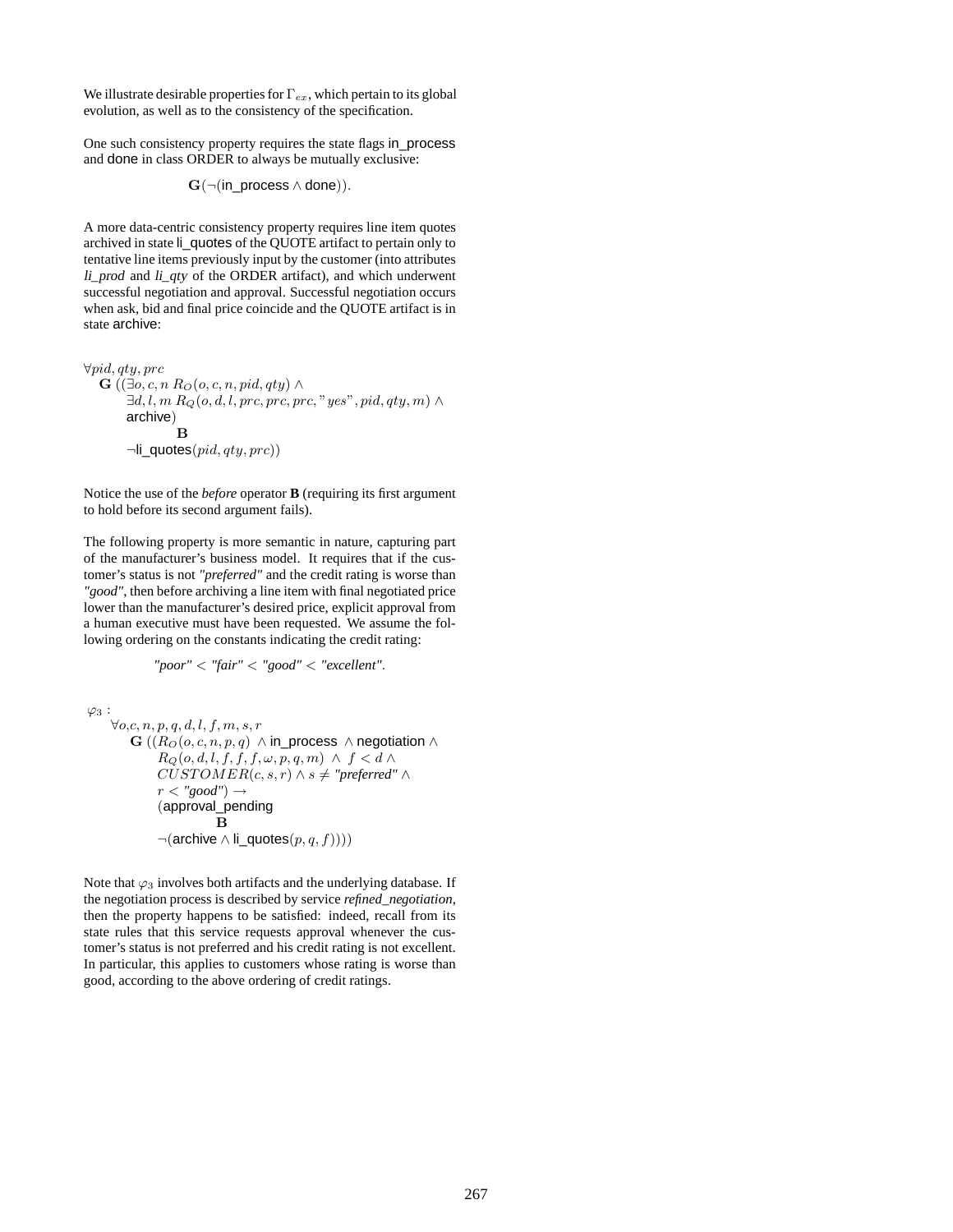We illustrate desirable properties for $\Gamma_{ex}$, which pertain to its global evolution, as well as to the consistency of the specification.

One such consistency property requires the state flags in_process and done in class ORDER to always be mutually exclusive:

$$\mathbf{G}(\neg(\text{in\_process} \wedge \text{done})).$$

A more data-centric consistency property requires line item quotes archived in state li_quotes of the QUOTE artifact to pertain only to tentative line items previously input by the customer (into attributes *li_prod* and *li_qty* of the ORDER artifact), and which underwent successful negotiation and approval. Successful negotiation occurs when ask, bid and final price coincide and the QUOTE artifact is in state archive:

$$
\begin{array}{l}
\forall pid, qty, prc \\
\quad \mathbf{G}\ ((\exists o, c, n\ R_O(o, c, n, pid, qty) \wedge \\
\qquad \exists d, l, m\ R_Q(o, d, l, prc, prc, prc, \text{"}yes\text{"}, pid, qty, m) \wedge \\
\qquad \text{archive}) \\
\qquad\qquad \mathbf{B} \\
\qquad \neg \text{li\_quotes}(pid, qty, prc))
\end{array}
$$

Notice the use of the *before* operator **B** (requiring its first argument to hold before its second argument fails).

The following property is more semantic in nature, capturing part of the manufacturer's business model. It requires that if the customer's status is not *"preferred"* and the credit rating is worse than *"good"*, then before archiving a line item with final negotiated price lower than the manufacturer's desired price, explicit approval from a human executive must have been requested. We assume the following ordering on the constants indicating the credit rating:

$$\textit{"poor"} < \textit{"fair"} < \textit{"good"} < \textit{"excellent"}.$$

$$
\begin{array}{l}
\varphi_3: \\
\quad \forall o, c, n, p, q, d, l, f, m, s, r \\
\qquad \mathbf{G}\ ((R_O(o, c, n, p, q)\ \wedge \text{in\_process}\ \wedge \text{negotiation} \wedge \\
\qquad\quad R_Q(o, d, l, f, f, f, \omega, p, q, m)\ \wedge\ f < d\ \wedge \\
\qquad\quad CUSTOMER(c, s, r) \wedge s \neq \textit{"preferred"} \wedge \\
\qquad\quad r < \textit{"good"}) \rightarrow \\
\qquad\quad (\text{approval\_pending} \\
\qquad\qquad\quad \mathbf{B} \\
\qquad\quad \neg(\text{archive} \wedge \text{li\_quotes}(p, q, f))))
\end{array}
$$

Note that $\varphi_3$ involves both artifacts and the underlying database. If the negotiation process is described by service *refined_negotiation*, then the property happens to be satisfied: indeed, recall from its state rules that this service requests approval whenever the customer's status is not preferred and his credit rating is not excellent. In particular, this applies to customers whose rating is worse than good, according to the above ordering of credit ratings.